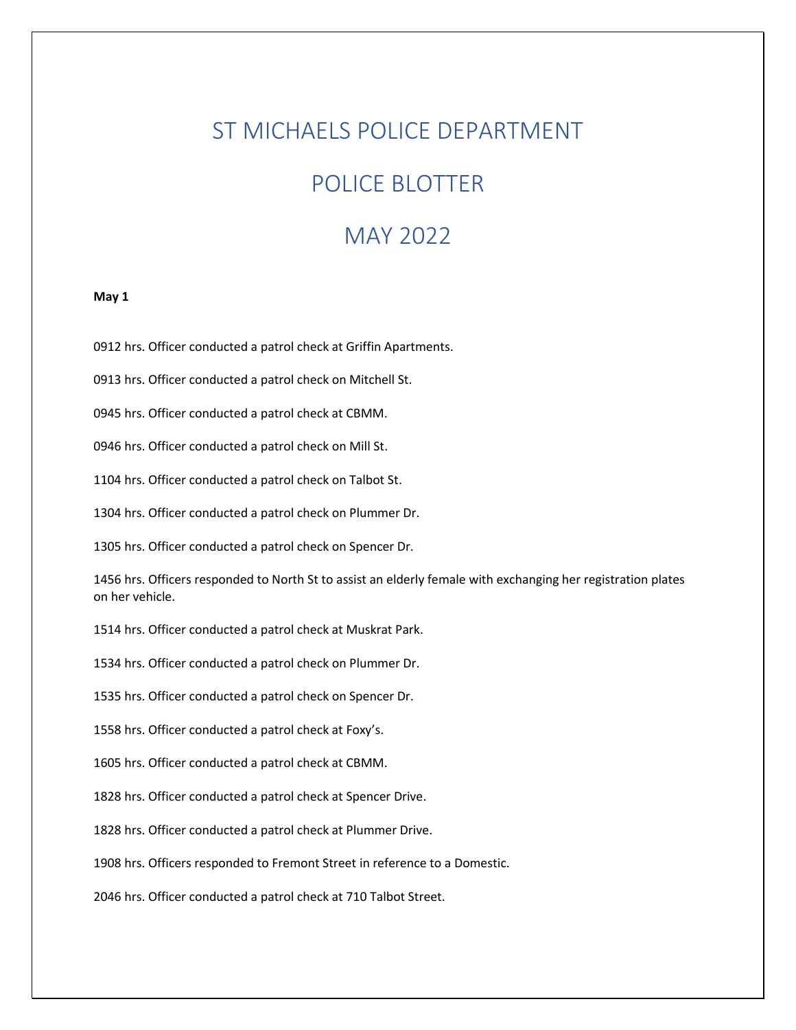# ST MICHAELS POLICE DEPARTMENT

# POLICE BLOTTER

# MAY 2022

**May 1**

0912 hrs. Officer conducted a patrol check at Griffin Apartments.

0913 hrs. Officer conducted a patrol check on Mitchell St.

0945 hrs. Officer conducted a patrol check at CBMM.

0946 hrs. Officer conducted a patrol check on Mill St.

1104 hrs. Officer conducted a patrol check on Talbot St.

1304 hrs. Officer conducted a patrol check on Plummer Dr.

1305 hrs. Officer conducted a patrol check on Spencer Dr.

1456 hrs. Officers responded to North St to assist an elderly female with exchanging her registration plates on her vehicle.

1514 hrs. Officer conducted a patrol check at Muskrat Park.

1534 hrs. Officer conducted a patrol check on Plummer Dr.

1535 hrs. Officer conducted a patrol check on Spencer Dr.

1558 hrs. Officer conducted a patrol check at Foxy's.

1605 hrs. Officer conducted a patrol check at CBMM.

1828 hrs. Officer conducted a patrol check at Spencer Drive.

1828 hrs. Officer conducted a patrol check at Plummer Drive.

1908 hrs. Officers responded to Fremont Street in reference to a Domestic.

2046 hrs. Officer conducted a patrol check at 710 Talbot Street.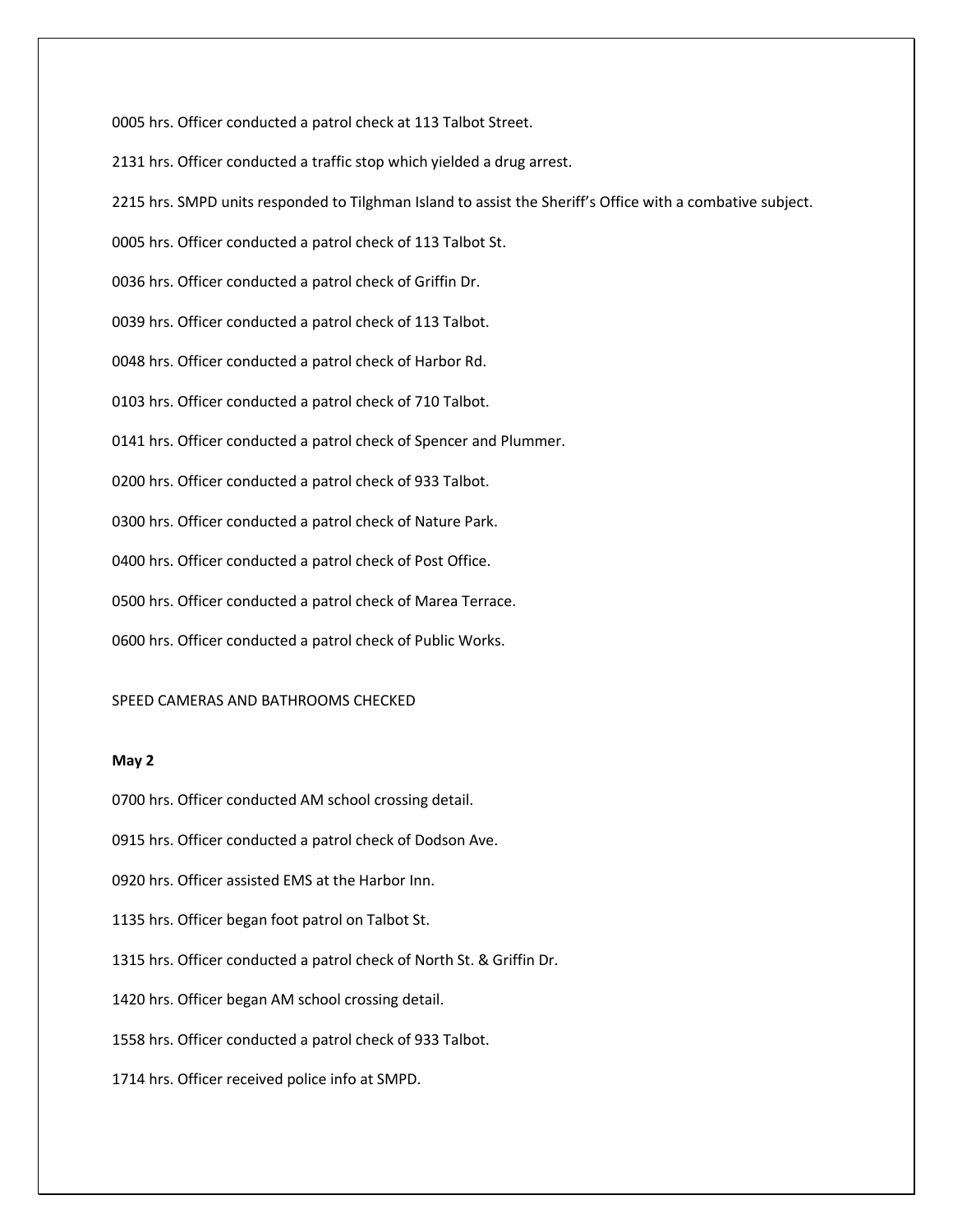0005 hrs. Officer conducted a patrol check at 113 Talbot Street.

2131 hrs. Officer conducted a traffic stop which yielded a drug arrest.

2215 hrs. SMPD units responded to Tilghman Island to assist the Sheriff's Office with a combative subject.

0005 hrs. Officer conducted a patrol check of 113 Talbot St.

0036 hrs. Officer conducted a patrol check of Griffin Dr.

0039 hrs. Officer conducted a patrol check of 113 Talbot.

0048 hrs. Officer conducted a patrol check of Harbor Rd.

0103 hrs. Officer conducted a patrol check of 710 Talbot.

0141 hrs. Officer conducted a patrol check of Spencer and Plummer.

0200 hrs. Officer conducted a patrol check of 933 Talbot.

0300 hrs. Officer conducted a patrol check of Nature Park.

0400 hrs. Officer conducted a patrol check of Post Office.

0500 hrs. Officer conducted a patrol check of Marea Terrace.

0600 hrs. Officer conducted a patrol check of Public Works.

SPEED CAMERAS AND BATHROOMS CHECKED

**May 2**

0700 hrs. Officer conducted AM school crossing detail.

0915 hrs. Officer conducted a patrol check of Dodson Ave.

0920 hrs. Officer assisted EMS at the Harbor Inn.

1135 hrs. Officer began foot patrol on Talbot St.

1315 hrs. Officer conducted a patrol check of North St. & Griffin Dr.

1420 hrs. Officer began AM school crossing detail.

1558 hrs. Officer conducted a patrol check of 933 Talbot.

1714 hrs. Officer received police info at SMPD.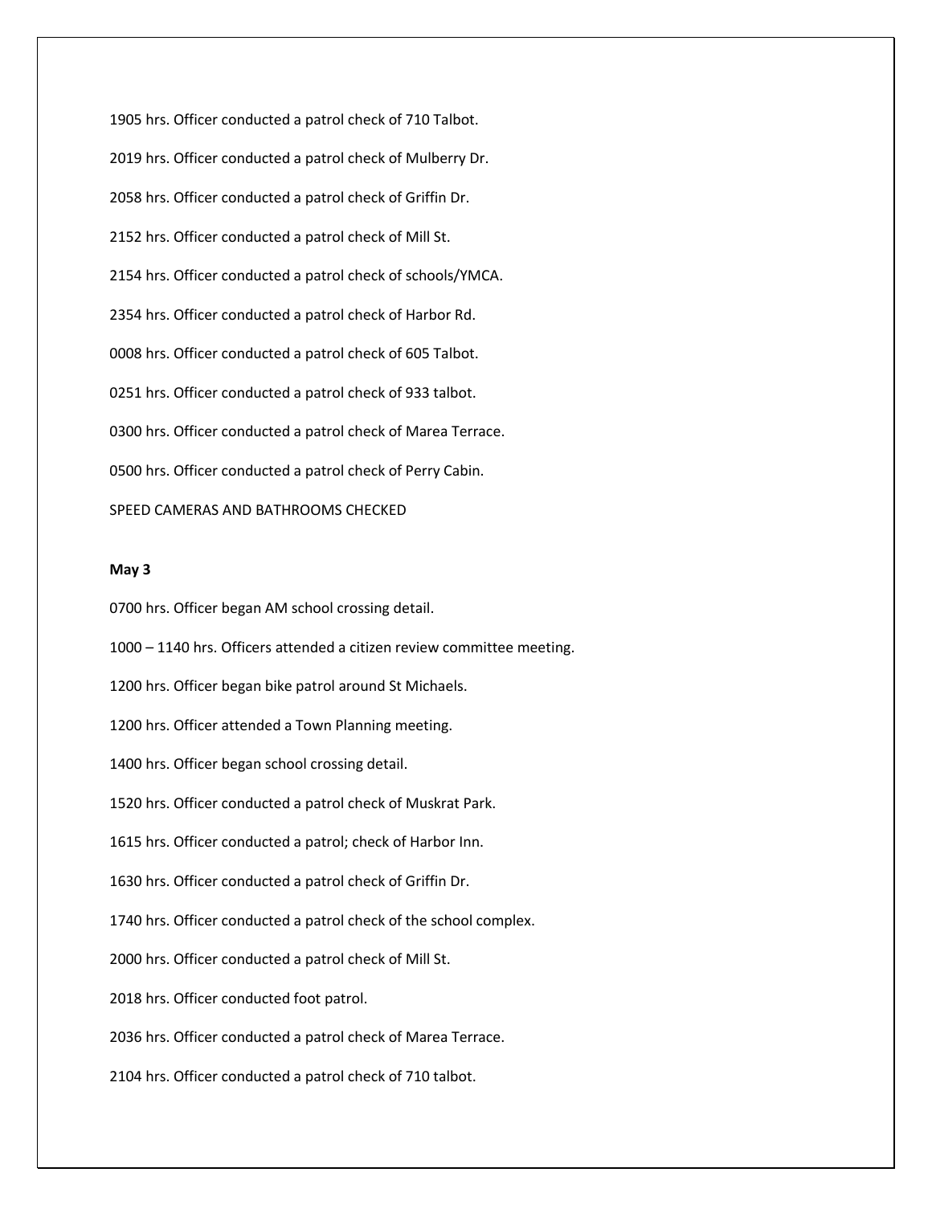1905 hrs. Officer conducted a patrol check of 710 Talbot.

2019 hrs. Officer conducted a patrol check of Mulberry Dr.

2058 hrs. Officer conducted a patrol check of Griffin Dr.

2152 hrs. Officer conducted a patrol check of Mill St.

2154 hrs. Officer conducted a patrol check of schools/YMCA.

2354 hrs. Officer conducted a patrol check of Harbor Rd.

0008 hrs. Officer conducted a patrol check of 605 Talbot.

0251 hrs. Officer conducted a patrol check of 933 talbot.

0300 hrs. Officer conducted a patrol check of Marea Terrace.

0500 hrs. Officer conducted a patrol check of Perry Cabin.

SPEED CAMERAS AND BATHROOMS CHECKED

**May 3**

0700 hrs. Officer began AM school crossing detail.

1000 – 1140 hrs. Officers attended a citizen review committee meeting.

1200 hrs. Officer began bike patrol around St Michaels.

1200 hrs. Officer attended a Town Planning meeting.

1400 hrs. Officer began school crossing detail.

1520 hrs. Officer conducted a patrol check of Muskrat Park.

1615 hrs. Officer conducted a patrol; check of Harbor Inn.

1630 hrs. Officer conducted a patrol check of Griffin Dr.

1740 hrs. Officer conducted a patrol check of the school complex.

2000 hrs. Officer conducted a patrol check of Mill St.

2018 hrs. Officer conducted foot patrol.

2036 hrs. Officer conducted a patrol check of Marea Terrace.

2104 hrs. Officer conducted a patrol check of 710 talbot.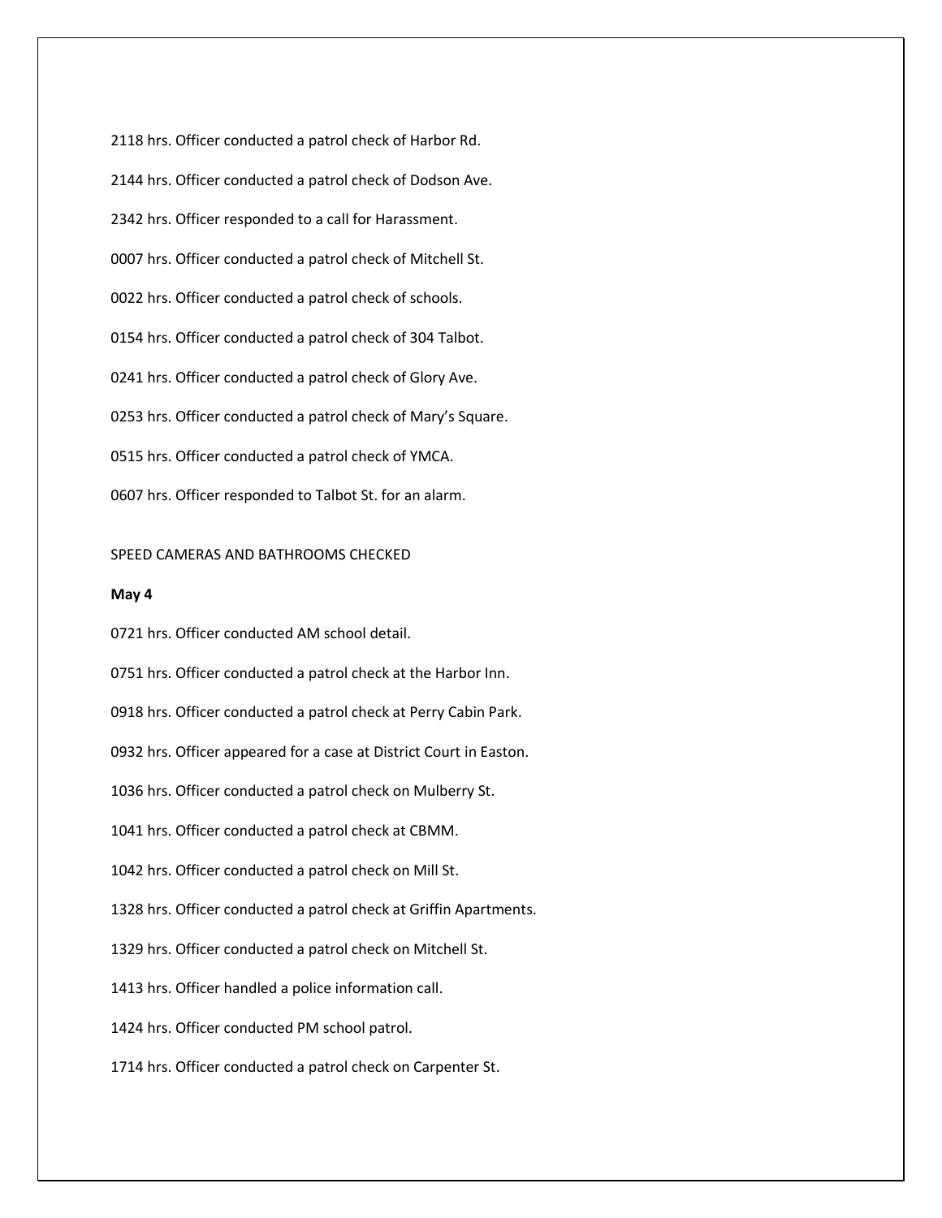2118 hrs. Officer conducted a patrol check of Harbor Rd.

2144 hrs. Officer conducted a patrol check of Dodson Ave.

2342 hrs. Officer responded to a call for Harassment.

0007 hrs. Officer conducted a patrol check of Mitchell St.

0022 hrs. Officer conducted a patrol check of schools.

0154 hrs. Officer conducted a patrol check of 304 Talbot.

0241 hrs. Officer conducted a patrol check of Glory Ave.

0253 hrs. Officer conducted a patrol check of Mary's Square.

0515 hrs. Officer conducted a patrol check of YMCA.

0607 hrs. Officer responded to Talbot St. for an alarm.

SPEED CAMERAS AND BATHROOMS CHECKED

**May 4**

0721 hrs. Officer conducted AM school detail.

0751 hrs. Officer conducted a patrol check at the Harbor Inn.

0918 hrs. Officer conducted a patrol check at Perry Cabin Park.

0932 hrs. Officer appeared for a case at District Court in Easton.

1036 hrs. Officer conducted a patrol check on Mulberry St.

1041 hrs. Officer conducted a patrol check at CBMM.

1042 hrs. Officer conducted a patrol check on Mill St.

1328 hrs. Officer conducted a patrol check at Griffin Apartments.

1329 hrs. Officer conducted a patrol check on Mitchell St.

1413 hrs. Officer handled a police information call.

1424 hrs. Officer conducted PM school patrol.

1714 hrs. Officer conducted a patrol check on Carpenter St.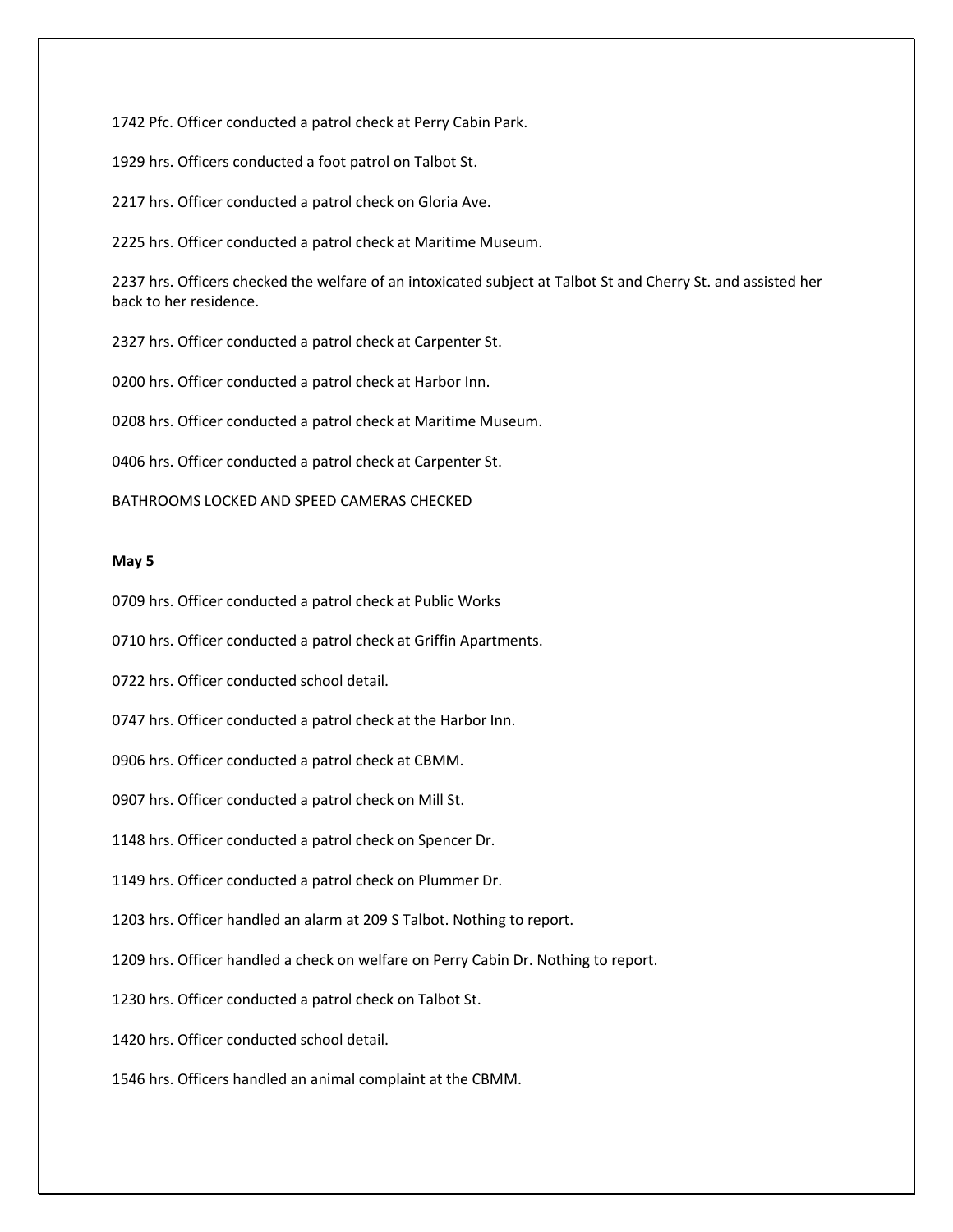1742 Pfc. Officer conducted a patrol check at Perry Cabin Park.

1929 hrs. Officers conducted a foot patrol on Talbot St.

2217 hrs. Officer conducted a patrol check on Gloria Ave.

2225 hrs. Officer conducted a patrol check at Maritime Museum.

2237 hrs. Officers checked the welfare of an intoxicated subject at Talbot St and Cherry St. and assisted her back to her residence.

2327 hrs. Officer conducted a patrol check at Carpenter St.

0200 hrs. Officer conducted a patrol check at Harbor Inn.

0208 hrs. Officer conducted a patrol check at Maritime Museum.

0406 hrs. Officer conducted a patrol check at Carpenter St.

BATHROOMS LOCKED AND SPEED CAMERAS CHECKED

**May 5**

0709 hrs. Officer conducted a patrol check at Public Works

0710 hrs. Officer conducted a patrol check at Griffin Apartments.

0722 hrs. Officer conducted school detail.

0747 hrs. Officer conducted a patrol check at the Harbor Inn.

0906 hrs. Officer conducted a patrol check at CBMM.

0907 hrs. Officer conducted a patrol check on Mill St.

1148 hrs. Officer conducted a patrol check on Spencer Dr.

1149 hrs. Officer conducted a patrol check on Plummer Dr.

1203 hrs. Officer handled an alarm at 209 S Talbot. Nothing to report.

1209 hrs. Officer handled a check on welfare on Perry Cabin Dr. Nothing to report.

1230 hrs. Officer conducted a patrol check on Talbot St.

1420 hrs. Officer conducted school detail.

1546 hrs. Officers handled an animal complaint at the CBMM.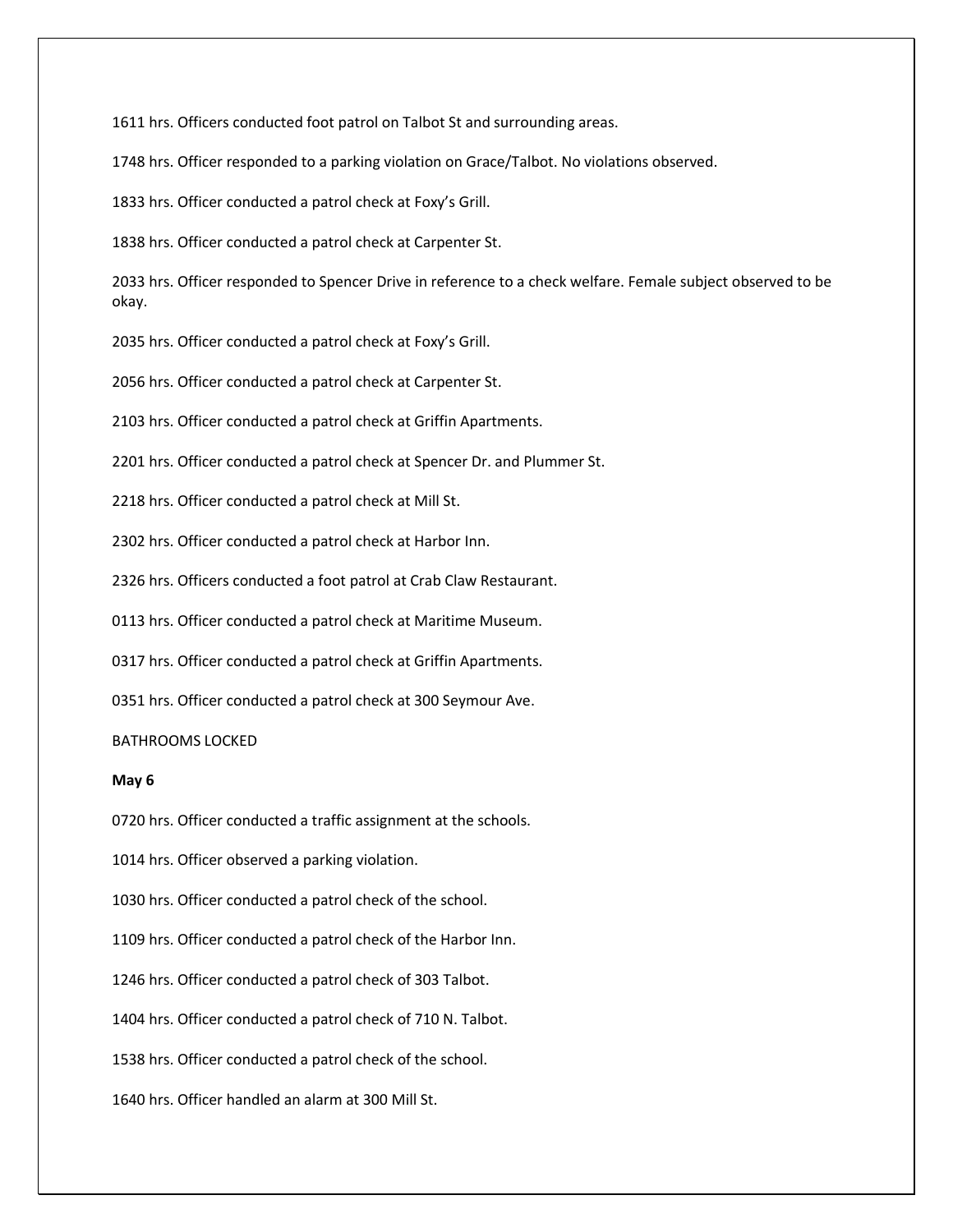1611 hrs. Officers conducted foot patrol on Talbot St and surrounding areas.

1748 hrs. Officer responded to a parking violation on Grace/Talbot. No violations observed.

1833 hrs. Officer conducted a patrol check at Foxy's Grill.

1838 hrs. Officer conducted a patrol check at Carpenter St.

2033 hrs. Officer responded to Spencer Drive in reference to a check welfare. Female subject observed to be okay.

2035 hrs. Officer conducted a patrol check at Foxy's Grill.

2056 hrs. Officer conducted a patrol check at Carpenter St.

2103 hrs. Officer conducted a patrol check at Griffin Apartments.

2201 hrs. Officer conducted a patrol check at Spencer Dr. and Plummer St.

2218 hrs. Officer conducted a patrol check at Mill St.

2302 hrs. Officer conducted a patrol check at Harbor Inn.

2326 hrs. Officers conducted a foot patrol at Crab Claw Restaurant.

0113 hrs. Officer conducted a patrol check at Maritime Museum.

0317 hrs. Officer conducted a patrol check at Griffin Apartments.

0351 hrs. Officer conducted a patrol check at 300 Seymour Ave.

BATHROOMS LOCKED

**May 6**

0720 hrs. Officer conducted a traffic assignment at the schools.

1014 hrs. Officer observed a parking violation.

1030 hrs. Officer conducted a patrol check of the school.

1109 hrs. Officer conducted a patrol check of the Harbor Inn.

1246 hrs. Officer conducted a patrol check of 303 Talbot.

1404 hrs. Officer conducted a patrol check of 710 N. Talbot.

1538 hrs. Officer conducted a patrol check of the school.

1640 hrs. Officer handled an alarm at 300 Mill St.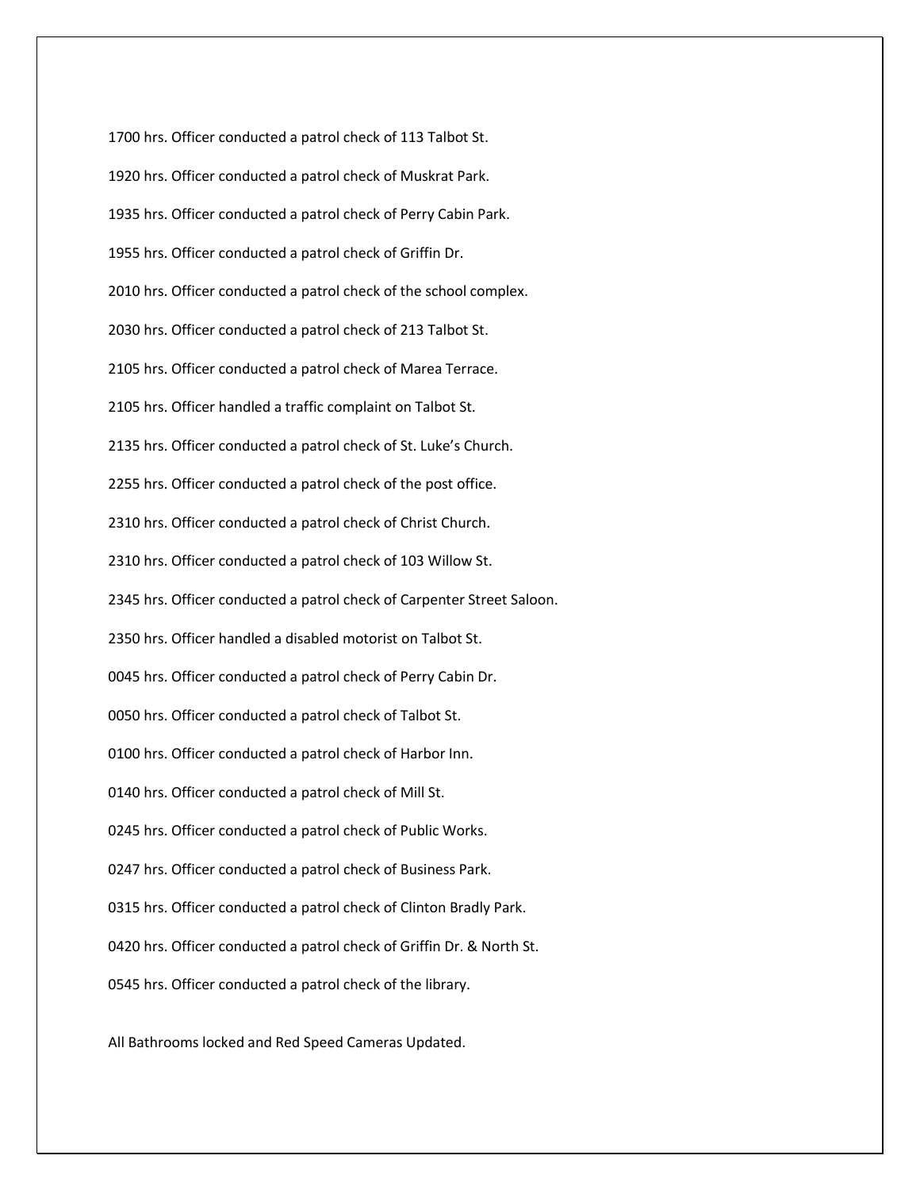1700 hrs. Officer conducted a patrol check of 113 Talbot St.

1920 hrs. Officer conducted a patrol check of Muskrat Park.

1935 hrs. Officer conducted a patrol check of Perry Cabin Park.

1955 hrs. Officer conducted a patrol check of Griffin Dr.

2010 hrs. Officer conducted a patrol check of the school complex.

2030 hrs. Officer conducted a patrol check of 213 Talbot St.

2105 hrs. Officer conducted a patrol check of Marea Terrace.

2105 hrs. Officer handled a traffic complaint on Talbot St.

2135 hrs. Officer conducted a patrol check of St. Luke's Church.

2255 hrs. Officer conducted a patrol check of the post office.

2310 hrs. Officer conducted a patrol check of Christ Church.

2310 hrs. Officer conducted a patrol check of 103 Willow St.

2345 hrs. Officer conducted a patrol check of Carpenter Street Saloon.

2350 hrs. Officer handled a disabled motorist on Talbot St.

0045 hrs. Officer conducted a patrol check of Perry Cabin Dr.

0050 hrs. Officer conducted a patrol check of Talbot St.

0100 hrs. Officer conducted a patrol check of Harbor Inn.

0140 hrs. Officer conducted a patrol check of Mill St.

0245 hrs. Officer conducted a patrol check of Public Works.

0247 hrs. Officer conducted a patrol check of Business Park.

0315 hrs. Officer conducted a patrol check of Clinton Bradly Park.

0420 hrs. Officer conducted a patrol check of Griffin Dr. & North St.

0545 hrs. Officer conducted a patrol check of the library.

All Bathrooms locked and Red Speed Cameras Updated.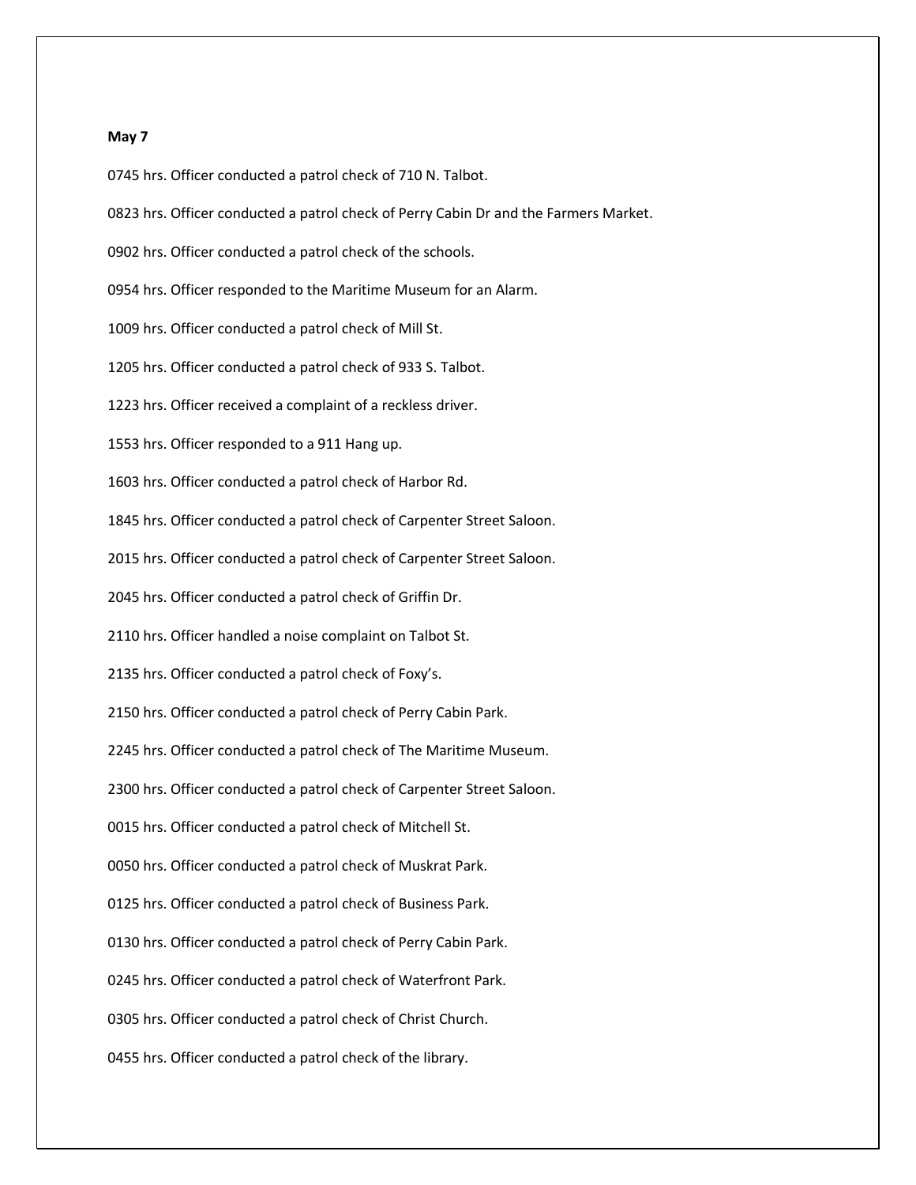**May 7**

0745 hrs. Officer conducted a patrol check of 710 N. Talbot.

0823 hrs. Officer conducted a patrol check of Perry Cabin Dr and the Farmers Market.

0902 hrs. Officer conducted a patrol check of the schools.

0954 hrs. Officer responded to the Maritime Museum for an Alarm.

1009 hrs. Officer conducted a patrol check of Mill St.

1205 hrs. Officer conducted a patrol check of 933 S. Talbot.

1223 hrs. Officer received a complaint of a reckless driver.

1553 hrs. Officer responded to a 911 Hang up.

1603 hrs. Officer conducted a patrol check of Harbor Rd.

1845 hrs. Officer conducted a patrol check of Carpenter Street Saloon.

2015 hrs. Officer conducted a patrol check of Carpenter Street Saloon.

2045 hrs. Officer conducted a patrol check of Griffin Dr.

2110 hrs. Officer handled a noise complaint on Talbot St.

2135 hrs. Officer conducted a patrol check of Foxy's.

2150 hrs. Officer conducted a patrol check of Perry Cabin Park.

2245 hrs. Officer conducted a patrol check of The Maritime Museum.

2300 hrs. Officer conducted a patrol check of Carpenter Street Saloon.

0015 hrs. Officer conducted a patrol check of Mitchell St.

0050 hrs. Officer conducted a patrol check of Muskrat Park.

0125 hrs. Officer conducted a patrol check of Business Park.

0130 hrs. Officer conducted a patrol check of Perry Cabin Park.

0245 hrs. Officer conducted a patrol check of Waterfront Park.

0305 hrs. Officer conducted a patrol check of Christ Church.

0455 hrs. Officer conducted a patrol check of the library.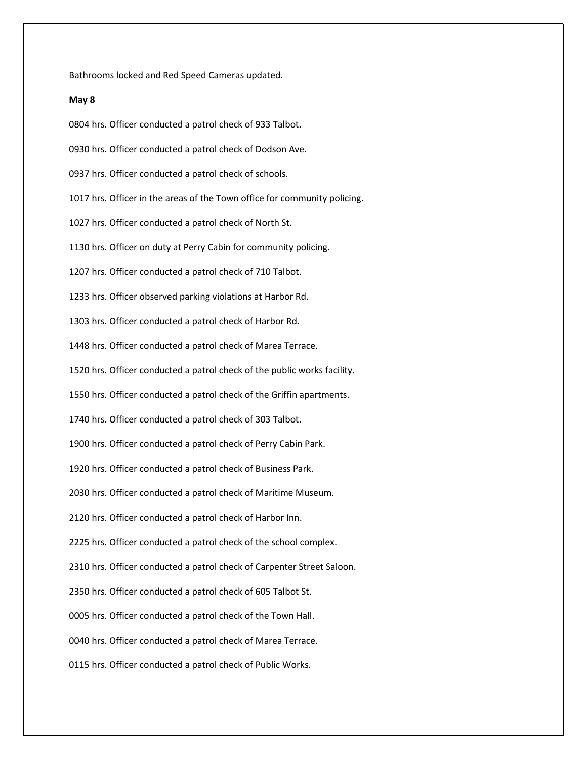Bathrooms locked and Red Speed Cameras updated.

**May 8**

0804 hrs. Officer conducted a patrol check of 933 Talbot.

0930 hrs. Officer conducted a patrol check of Dodson Ave.

0937 hrs. Officer conducted a patrol check of schools.

1017 hrs. Officer in the areas of the Town office for community policing.

1027 hrs. Officer conducted a patrol check of North St.

1130 hrs. Officer on duty at Perry Cabin for community policing.

1207 hrs. Officer conducted a patrol check of 710 Talbot.

1233 hrs. Officer observed parking violations at Harbor Rd.

1303 hrs. Officer conducted a patrol check of Harbor Rd.

1448 hrs. Officer conducted a patrol check of Marea Terrace.

1520 hrs. Officer conducted a patrol check of the public works facility.

1550 hrs. Officer conducted a patrol check of the Griffin apartments.

1740 hrs. Officer conducted a patrol check of 303 Talbot.

1900 hrs. Officer conducted a patrol check of Perry Cabin Park.

1920 hrs. Officer conducted a patrol check of Business Park.

2030 hrs. Officer conducted a patrol check of Maritime Museum.

2120 hrs. Officer conducted a patrol check of Harbor Inn.

2225 hrs. Officer conducted a patrol check of the school complex.

2310 hrs. Officer conducted a patrol check of Carpenter Street Saloon.

2350 hrs. Officer conducted a patrol check of 605 Talbot St.

0005 hrs. Officer conducted a patrol check of the Town Hall.

0040 hrs. Officer conducted a patrol check of Marea Terrace.

0115 hrs. Officer conducted a patrol check of Public Works.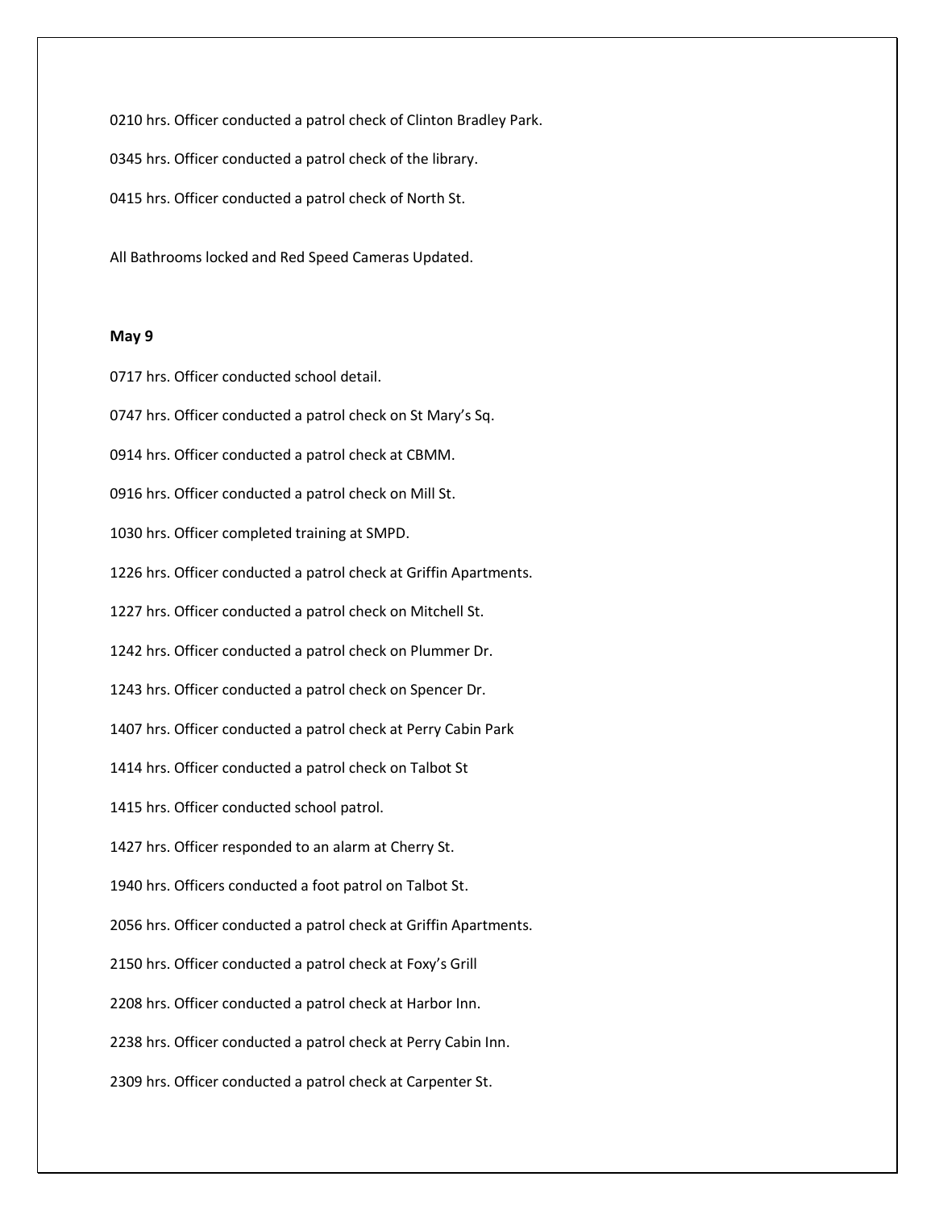0210 hrs. Officer conducted a patrol check of Clinton Bradley Park.

0345 hrs. Officer conducted a patrol check of the library.

0415 hrs. Officer conducted a patrol check of North St.

All Bathrooms locked and Red Speed Cameras Updated.

**May 9**

0717 hrs. Officer conducted school detail.

0747 hrs. Officer conducted a patrol check on St Mary's Sq.

0914 hrs. Officer conducted a patrol check at CBMM.

0916 hrs. Officer conducted a patrol check on Mill St.

1030 hrs. Officer completed training at SMPD.

1226 hrs. Officer conducted a patrol check at Griffin Apartments.

1227 hrs. Officer conducted a patrol check on Mitchell St.

1242 hrs. Officer conducted a patrol check on Plummer Dr.

1243 hrs. Officer conducted a patrol check on Spencer Dr.

1407 hrs. Officer conducted a patrol check at Perry Cabin Park

1414 hrs. Officer conducted a patrol check on Talbot St

1415 hrs. Officer conducted school patrol.

1427 hrs. Officer responded to an alarm at Cherry St.

1940 hrs. Officers conducted a foot patrol on Talbot St.

2056 hrs. Officer conducted a patrol check at Griffin Apartments.

2150 hrs. Officer conducted a patrol check at Foxy's Grill

2208 hrs. Officer conducted a patrol check at Harbor Inn.

2238 hrs. Officer conducted a patrol check at Perry Cabin Inn.

2309 hrs. Officer conducted a patrol check at Carpenter St.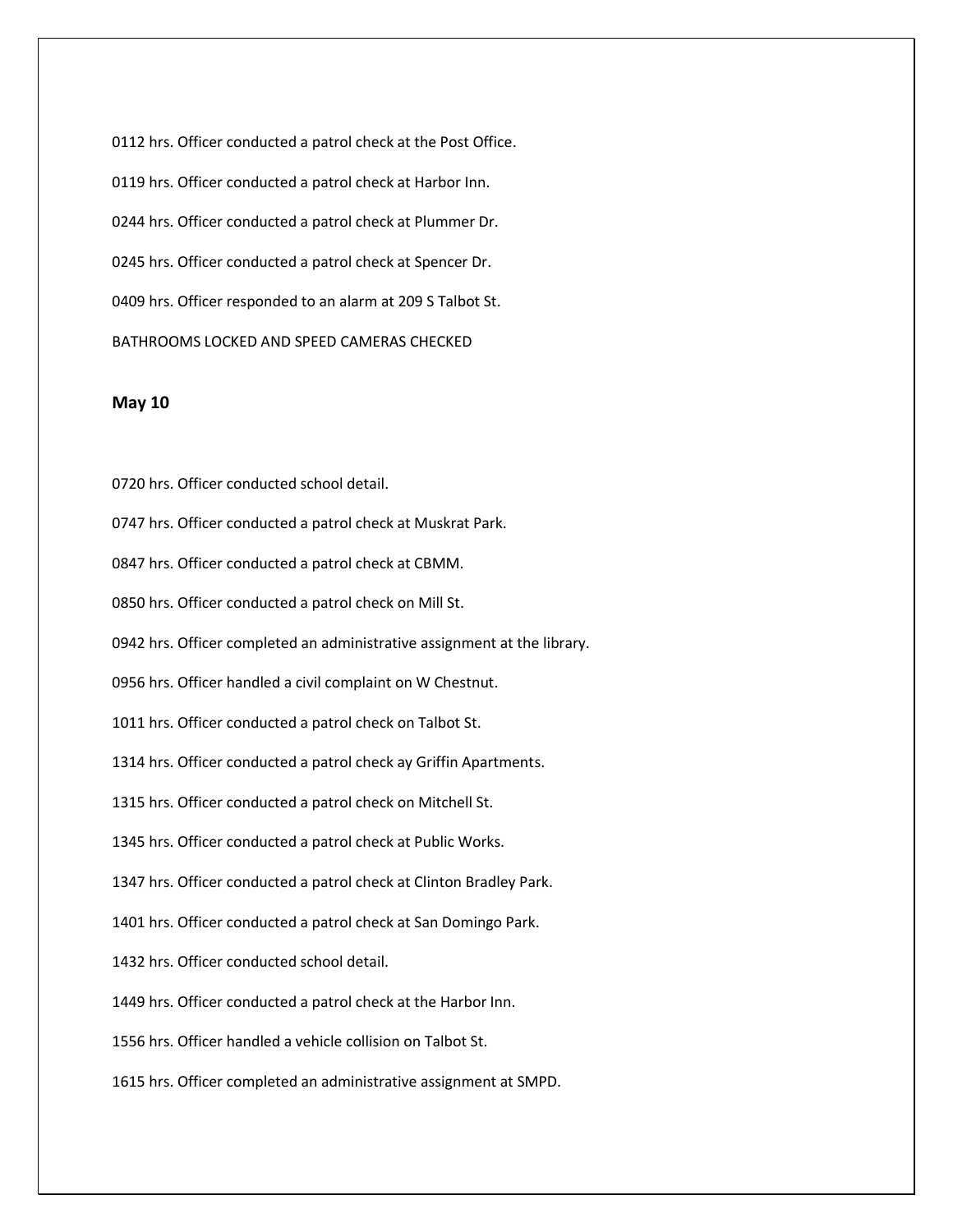0112 hrs. Officer conducted a patrol check at the Post Office.

0119 hrs. Officer conducted a patrol check at Harbor Inn.

0244 hrs. Officer conducted a patrol check at Plummer Dr.

0245 hrs. Officer conducted a patrol check at Spencer Dr.

0409 hrs. Officer responded to an alarm at 209 S Talbot St.

BATHROOMS LOCKED AND SPEED CAMERAS CHECKED

**May 10**

0720 hrs. Officer conducted school detail.

0747 hrs. Officer conducted a patrol check at Muskrat Park.

0847 hrs. Officer conducted a patrol check at CBMM.

0850 hrs. Officer conducted a patrol check on Mill St.

0942 hrs. Officer completed an administrative assignment at the library.

0956 hrs. Officer handled a civil complaint on W Chestnut.

1011 hrs. Officer conducted a patrol check on Talbot St.

1314 hrs. Officer conducted a patrol check ay Griffin Apartments.

1315 hrs. Officer conducted a patrol check on Mitchell St.

1345 hrs. Officer conducted a patrol check at Public Works.

1347 hrs. Officer conducted a patrol check at Clinton Bradley Park.

1401 hrs. Officer conducted a patrol check at San Domingo Park.

1432 hrs. Officer conducted school detail.

1449 hrs. Officer conducted a patrol check at the Harbor Inn.

1556 hrs. Officer handled a vehicle collision on Talbot St.

1615 hrs. Officer completed an administrative assignment at SMPD.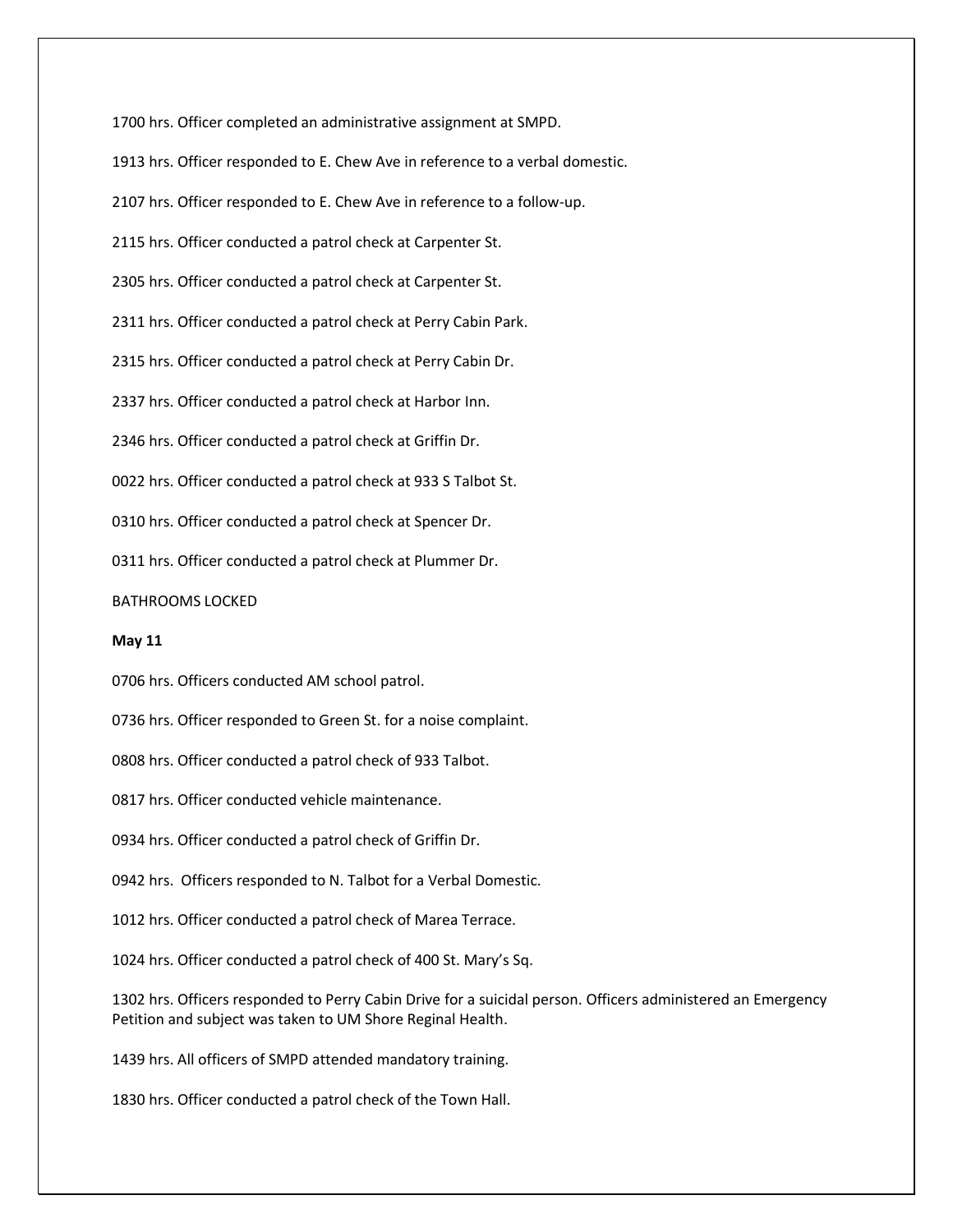1700 hrs. Officer completed an administrative assignment at SMPD.

1913 hrs. Officer responded to E. Chew Ave in reference to a verbal domestic.

2107 hrs. Officer responded to E. Chew Ave in reference to a follow-up.

2115 hrs. Officer conducted a patrol check at Carpenter St.

2305 hrs. Officer conducted a patrol check at Carpenter St.

2311 hrs. Officer conducted a patrol check at Perry Cabin Park.

2315 hrs. Officer conducted a patrol check at Perry Cabin Dr.

2337 hrs. Officer conducted a patrol check at Harbor Inn.

2346 hrs. Officer conducted a patrol check at Griffin Dr.

0022 hrs. Officer conducted a patrol check at 933 S Talbot St.

0310 hrs. Officer conducted a patrol check at Spencer Dr.

0311 hrs. Officer conducted a patrol check at Plummer Dr.

BATHROOMS LOCKED

**May 11**

0706 hrs. Officers conducted AM school patrol.

0736 hrs. Officer responded to Green St. for a noise complaint.

0808 hrs. Officer conducted a patrol check of 933 Talbot.

0817 hrs. Officer conducted vehicle maintenance.

0934 hrs. Officer conducted a patrol check of Griffin Dr.

0942 hrs. Officers responded to N. Talbot for a Verbal Domestic.

1012 hrs. Officer conducted a patrol check of Marea Terrace.

1024 hrs. Officer conducted a patrol check of 400 St. Mary's Sq.

1302 hrs. Officers responded to Perry Cabin Drive for a suicidal person. Officers administered an Emergency Petition and subject was taken to UM Shore Reginal Health.

1439 hrs. All officers of SMPD attended mandatory training.

1830 hrs. Officer conducted a patrol check of the Town Hall.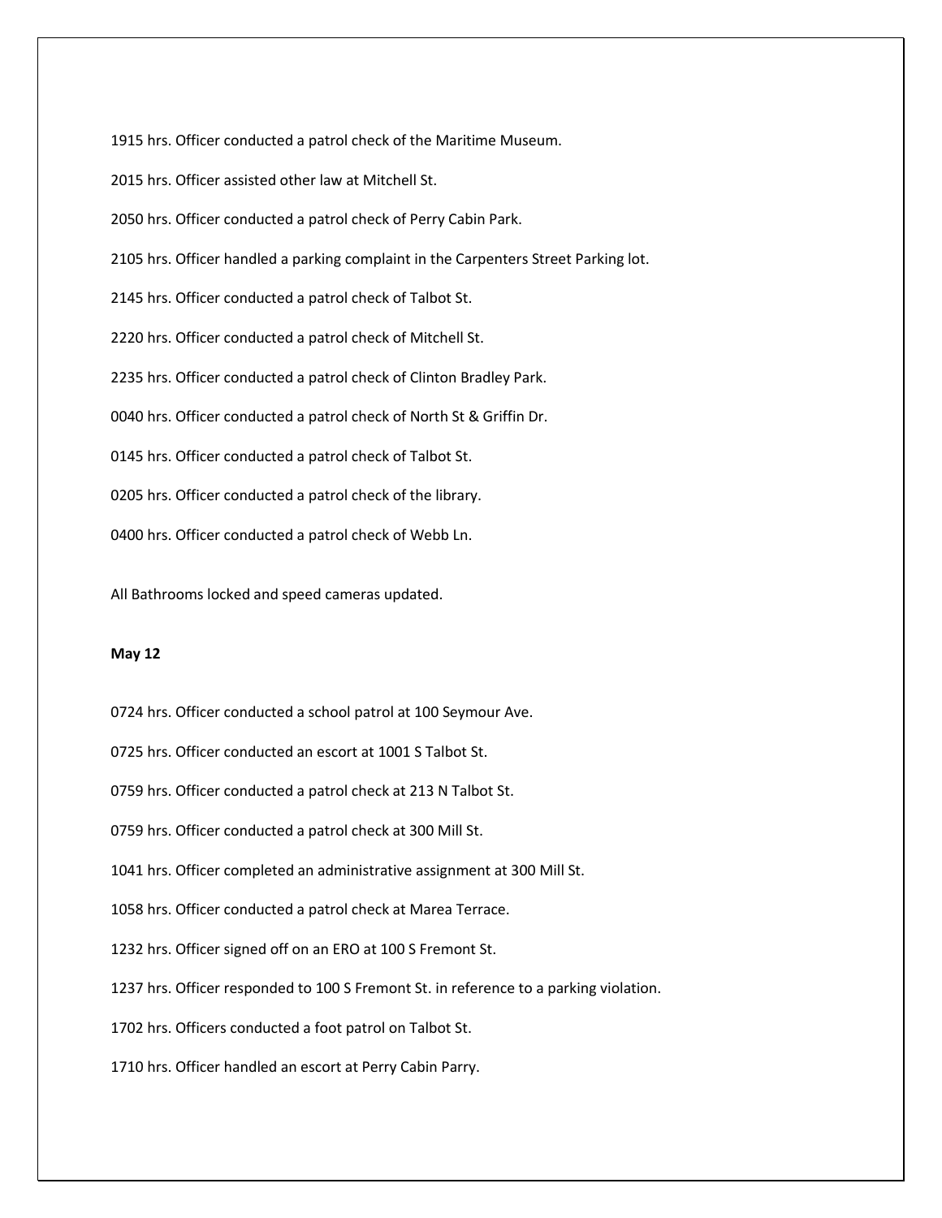1915 hrs. Officer conducted a patrol check of the Maritime Museum.

2015 hrs. Officer assisted other law at Mitchell St.

2050 hrs. Officer conducted a patrol check of Perry Cabin Park.

2105 hrs. Officer handled a parking complaint in the Carpenters Street Parking lot.

2145 hrs. Officer conducted a patrol check of Talbot St.

2220 hrs. Officer conducted a patrol check of Mitchell St.

2235 hrs. Officer conducted a patrol check of Clinton Bradley Park.

0040 hrs. Officer conducted a patrol check of North St & Griffin Dr.

0145 hrs. Officer conducted a patrol check of Talbot St.

0205 hrs. Officer conducted a patrol check of the library.

0400 hrs. Officer conducted a patrol check of Webb Ln.

All Bathrooms locked and speed cameras updated.

**May 12**

0724 hrs. Officer conducted a school patrol at 100 Seymour Ave.

0725 hrs. Officer conducted an escort at 1001 S Talbot St.

0759 hrs. Officer conducted a patrol check at 213 N Talbot St.

0759 hrs. Officer conducted a patrol check at 300 Mill St.

1041 hrs. Officer completed an administrative assignment at 300 Mill St.

1058 hrs. Officer conducted a patrol check at Marea Terrace.

1232 hrs. Officer signed off on an ERO at 100 S Fremont St.

1237 hrs. Officer responded to 100 S Fremont St. in reference to a parking violation.

1702 hrs. Officers conducted a foot patrol on Talbot St.

1710 hrs. Officer handled an escort at Perry Cabin Parry.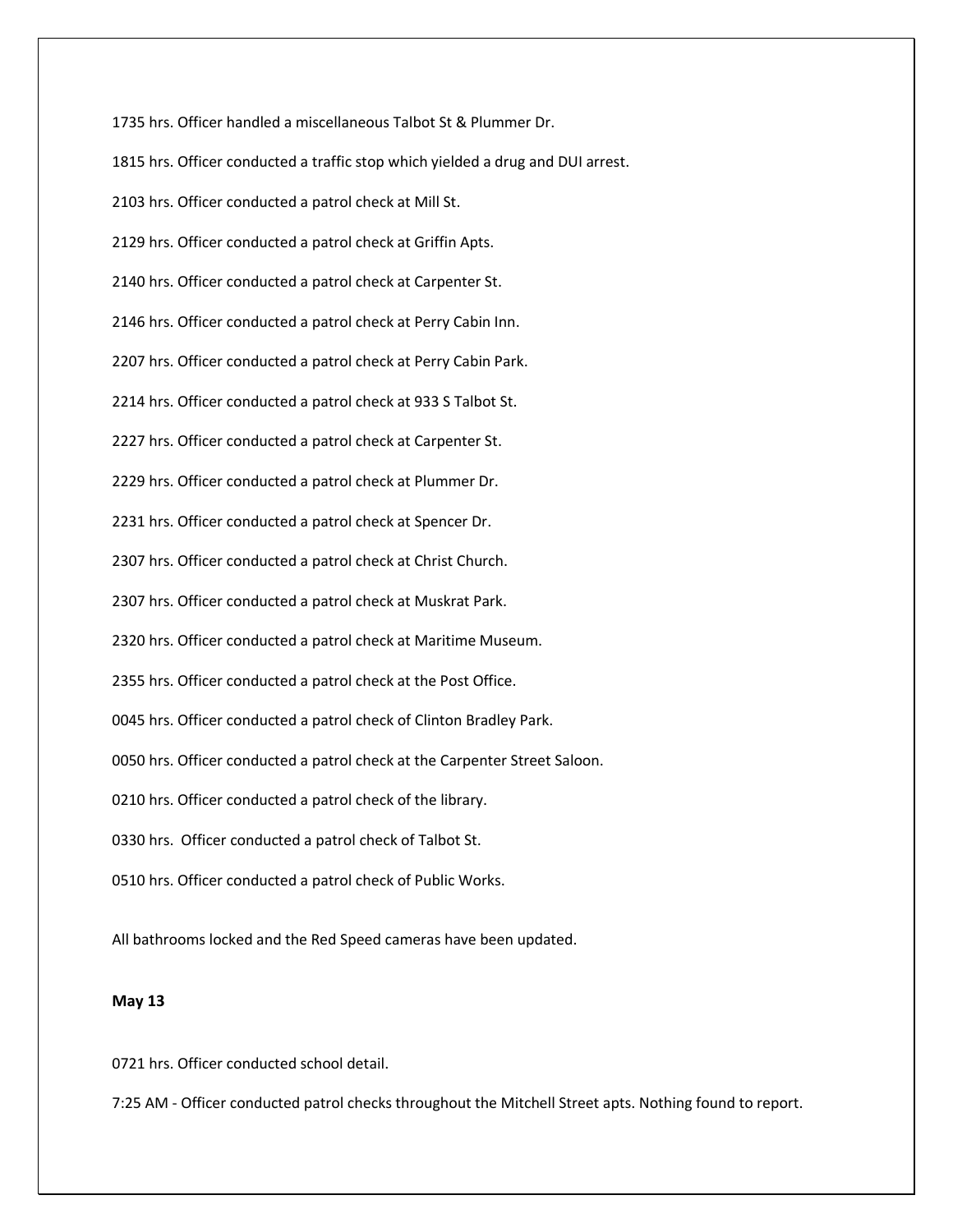1735 hrs. Officer handled a miscellaneous Talbot St & Plummer Dr.

1815 hrs. Officer conducted a traffic stop which yielded a drug and DUI arrest.

2103 hrs. Officer conducted a patrol check at Mill St.

2129 hrs. Officer conducted a patrol check at Griffin Apts.

2140 hrs. Officer conducted a patrol check at Carpenter St.

2146 hrs. Officer conducted a patrol check at Perry Cabin Inn.

2207 hrs. Officer conducted a patrol check at Perry Cabin Park.

2214 hrs. Officer conducted a patrol check at 933 S Talbot St.

2227 hrs. Officer conducted a patrol check at Carpenter St.

2229 hrs. Officer conducted a patrol check at Plummer Dr.

2231 hrs. Officer conducted a patrol check at Spencer Dr.

2307 hrs. Officer conducted a patrol check at Christ Church.

2307 hrs. Officer conducted a patrol check at Muskrat Park.

2320 hrs. Officer conducted a patrol check at Maritime Museum.

2355 hrs. Officer conducted a patrol check at the Post Office.

0045 hrs. Officer conducted a patrol check of Clinton Bradley Park.

0050 hrs. Officer conducted a patrol check at the Carpenter Street Saloon.

0210 hrs. Officer conducted a patrol check of the library.

0330 hrs. Officer conducted a patrol check of Talbot St.

0510 hrs. Officer conducted a patrol check of Public Works.

All bathrooms locked and the Red Speed cameras have been updated.

**May 13**

0721 hrs. Officer conducted school detail.

7:25 AM - Officer conducted patrol checks throughout the Mitchell Street apts. Nothing found to report.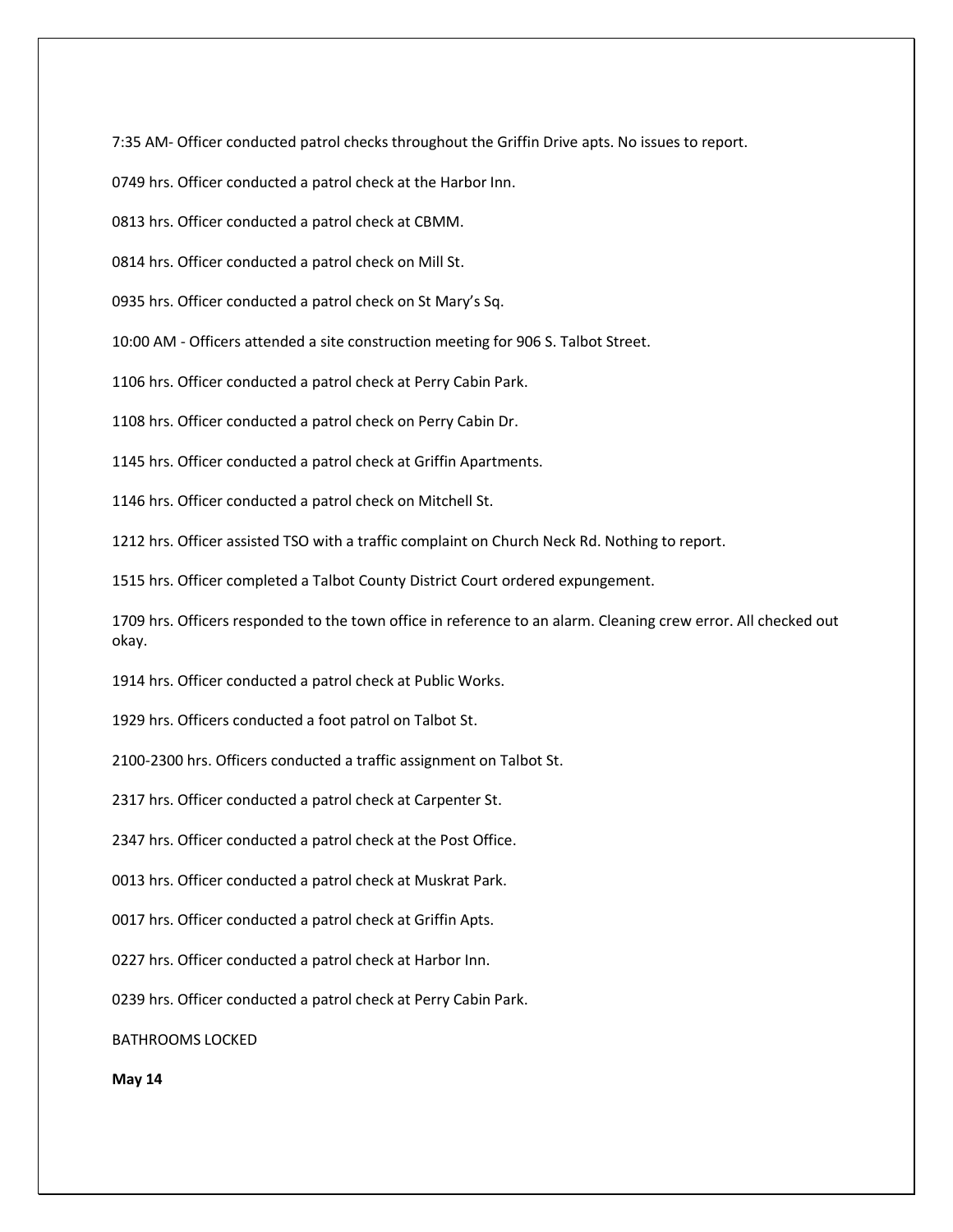7:35 AM- Officer conducted patrol checks throughout the Griffin Drive apts. No issues to report.

0749 hrs. Officer conducted a patrol check at the Harbor Inn.

0813 hrs. Officer conducted a patrol check at CBMM.

0814 hrs. Officer conducted a patrol check on Mill St.

0935 hrs. Officer conducted a patrol check on St Mary's Sq.

10:00 AM - Officers attended a site construction meeting for 906 S. Talbot Street.

1106 hrs. Officer conducted a patrol check at Perry Cabin Park.

1108 hrs. Officer conducted a patrol check on Perry Cabin Dr.

1145 hrs. Officer conducted a patrol check at Griffin Apartments.

1146 hrs. Officer conducted a patrol check on Mitchell St.

1212 hrs. Officer assisted TSO with a traffic complaint on Church Neck Rd. Nothing to report.

1515 hrs. Officer completed a Talbot County District Court ordered expungement.

1709 hrs. Officers responded to the town office in reference to an alarm. Cleaning crew error. All checked out okay.

1914 hrs. Officer conducted a patrol check at Public Works.

1929 hrs. Officers conducted a foot patrol on Talbot St.

2100-2300 hrs. Officers conducted a traffic assignment on Talbot St.

2317 hrs. Officer conducted a patrol check at Carpenter St.

2347 hrs. Officer conducted a patrol check at the Post Office.

0013 hrs. Officer conducted a patrol check at Muskrat Park.

0017 hrs. Officer conducted a patrol check at Griffin Apts.

0227 hrs. Officer conducted a patrol check at Harbor Inn.

0239 hrs. Officer conducted a patrol check at Perry Cabin Park.

BATHROOMS LOCKED

**May 14**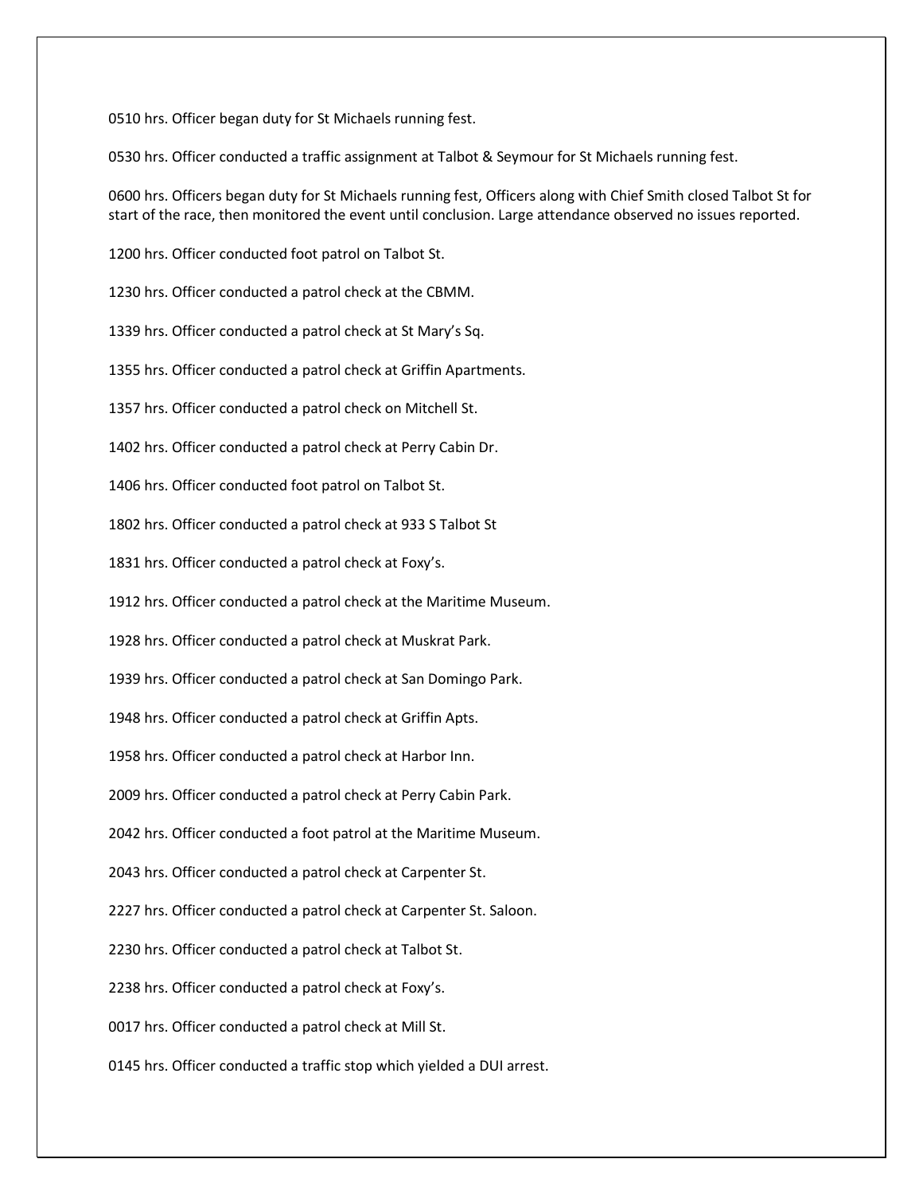0510 hrs. Officer began duty for St Michaels running fest.

0530 hrs. Officer conducted a traffic assignment at Talbot & Seymour for St Michaels running fest.

0600 hrs. Officers began duty for St Michaels running fest, Officers along with Chief Smith closed Talbot St for start of the race, then monitored the event until conclusion. Large attendance observed no issues reported.

1200 hrs. Officer conducted foot patrol on Talbot St.

1230 hrs. Officer conducted a patrol check at the CBMM.

1339 hrs. Officer conducted a patrol check at St Mary's Sq.

1355 hrs. Officer conducted a patrol check at Griffin Apartments.

1357 hrs. Officer conducted a patrol check on Mitchell St.

1402 hrs. Officer conducted a patrol check at Perry Cabin Dr.

1406 hrs. Officer conducted foot patrol on Talbot St.

1802 hrs. Officer conducted a patrol check at 933 S Talbot St

1831 hrs. Officer conducted a patrol check at Foxy's.

1912 hrs. Officer conducted a patrol check at the Maritime Museum.

1928 hrs. Officer conducted a patrol check at Muskrat Park.

1939 hrs. Officer conducted a patrol check at San Domingo Park.

1948 hrs. Officer conducted a patrol check at Griffin Apts.

1958 hrs. Officer conducted a patrol check at Harbor Inn.

2009 hrs. Officer conducted a patrol check at Perry Cabin Park.

2042 hrs. Officer conducted a foot patrol at the Maritime Museum.

2043 hrs. Officer conducted a patrol check at Carpenter St.

2227 hrs. Officer conducted a patrol check at Carpenter St. Saloon.

2230 hrs. Officer conducted a patrol check at Talbot St.

2238 hrs. Officer conducted a patrol check at Foxy's.

0017 hrs. Officer conducted a patrol check at Mill St.

0145 hrs. Officer conducted a traffic stop which yielded a DUI arrest.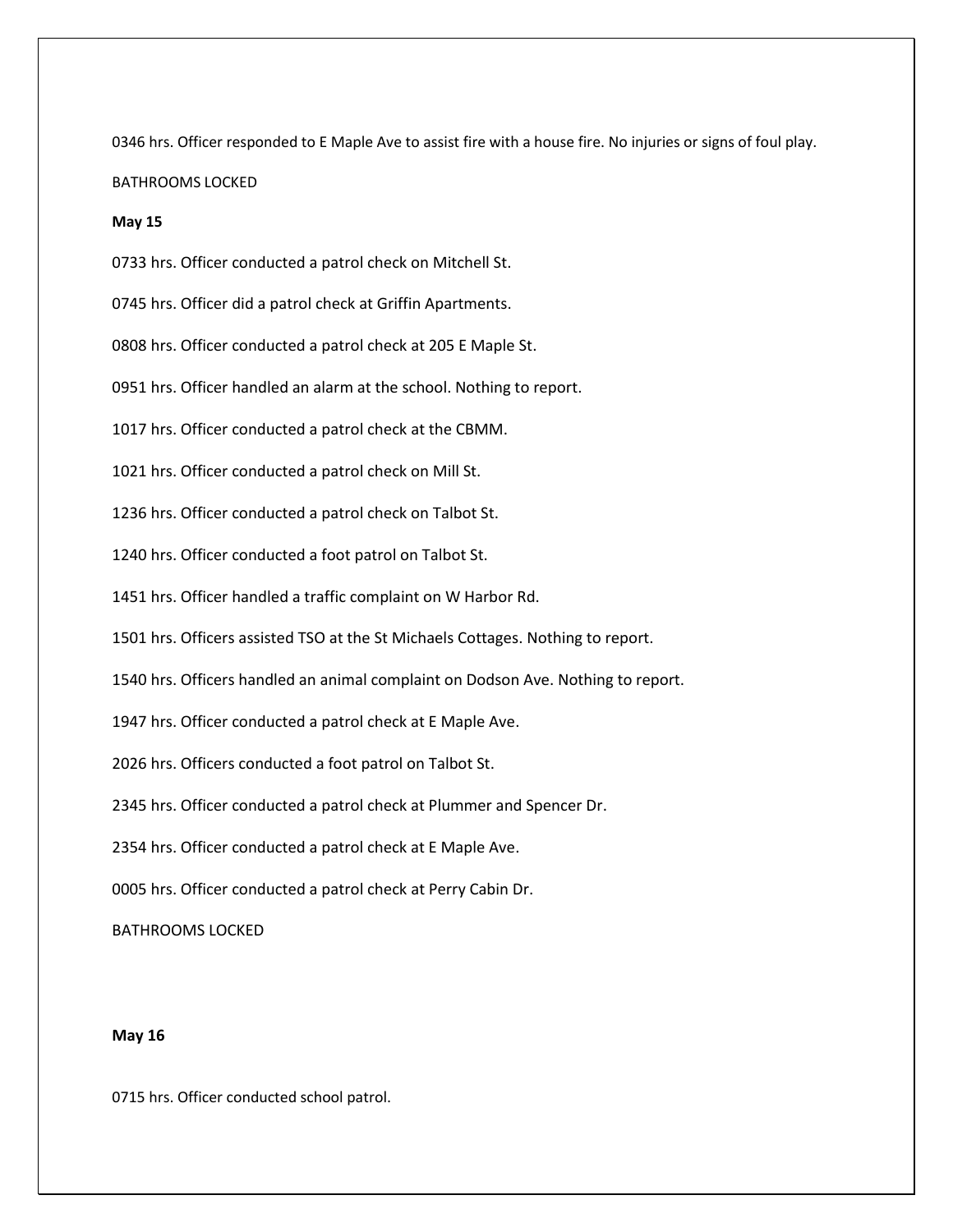0346 hrs. Officer responded to E Maple Ave to assist fire with a house fire. No injuries or signs of foul play.

BATHROOMS LOCKED

**May 15**

0733 hrs. Officer conducted a patrol check on Mitchell St.

0745 hrs. Officer did a patrol check at Griffin Apartments.

0808 hrs. Officer conducted a patrol check at 205 E Maple St.

0951 hrs. Officer handled an alarm at the school. Nothing to report.

1017 hrs. Officer conducted a patrol check at the CBMM.

1021 hrs. Officer conducted a patrol check on Mill St.

1236 hrs. Officer conducted a patrol check on Talbot St.

1240 hrs. Officer conducted a foot patrol on Talbot St.

1451 hrs. Officer handled a traffic complaint on W Harbor Rd.

1501 hrs. Officers assisted TSO at the St Michaels Cottages. Nothing to report.

1540 hrs. Officers handled an animal complaint on Dodson Ave. Nothing to report.

1947 hrs. Officer conducted a patrol check at E Maple Ave.

2026 hrs. Officers conducted a foot patrol on Talbot St.

2345 hrs. Officer conducted a patrol check at Plummer and Spencer Dr.

2354 hrs. Officer conducted a patrol check at E Maple Ave.

0005 hrs. Officer conducted a patrol check at Perry Cabin Dr.

BATHROOMS LOCKED

**May 16**

0715 hrs. Officer conducted school patrol.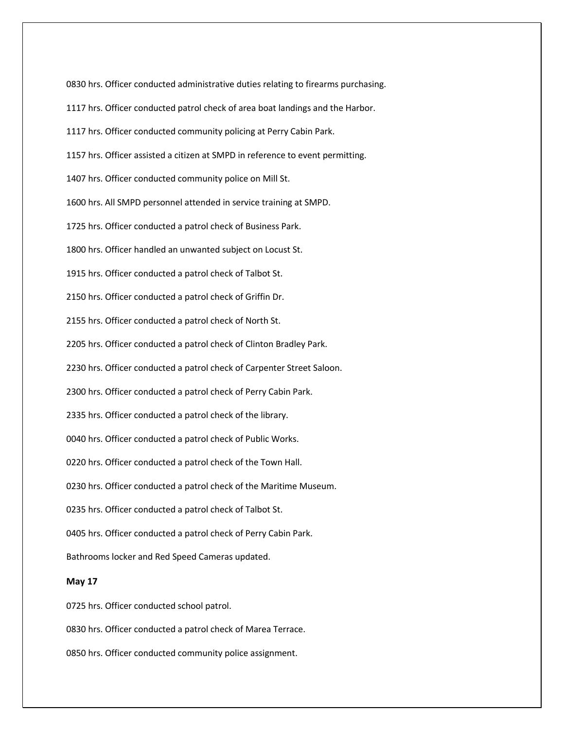0830 hrs. Officer conducted administrative duties relating to firearms purchasing.

1117 hrs. Officer conducted patrol check of area boat landings and the Harbor.

1117 hrs. Officer conducted community policing at Perry Cabin Park.

1157 hrs. Officer assisted a citizen at SMPD in reference to event permitting.

1407 hrs. Officer conducted community police on Mill St.

1600 hrs. All SMPD personnel attended in service training at SMPD.

1725 hrs. Officer conducted a patrol check of Business Park.

1800 hrs. Officer handled an unwanted subject on Locust St.

1915 hrs. Officer conducted a patrol check of Talbot St.

2150 hrs. Officer conducted a patrol check of Griffin Dr.

2155 hrs. Officer conducted a patrol check of North St.

2205 hrs. Officer conducted a patrol check of Clinton Bradley Park.

2230 hrs. Officer conducted a patrol check of Carpenter Street Saloon.

2300 hrs. Officer conducted a patrol check of Perry Cabin Park.

2335 hrs. Officer conducted a patrol check of the library.

0040 hrs. Officer conducted a patrol check of Public Works.

0220 hrs. Officer conducted a patrol check of the Town Hall.

0230 hrs. Officer conducted a patrol check of the Maritime Museum.

0235 hrs. Officer conducted a patrol check of Talbot St.

0405 hrs. Officer conducted a patrol check of Perry Cabin Park.

Bathrooms locker and Red Speed Cameras updated.

**May 17**

0725 hrs. Officer conducted school patrol.

0830 hrs. Officer conducted a patrol check of Marea Terrace.

0850 hrs. Officer conducted community police assignment.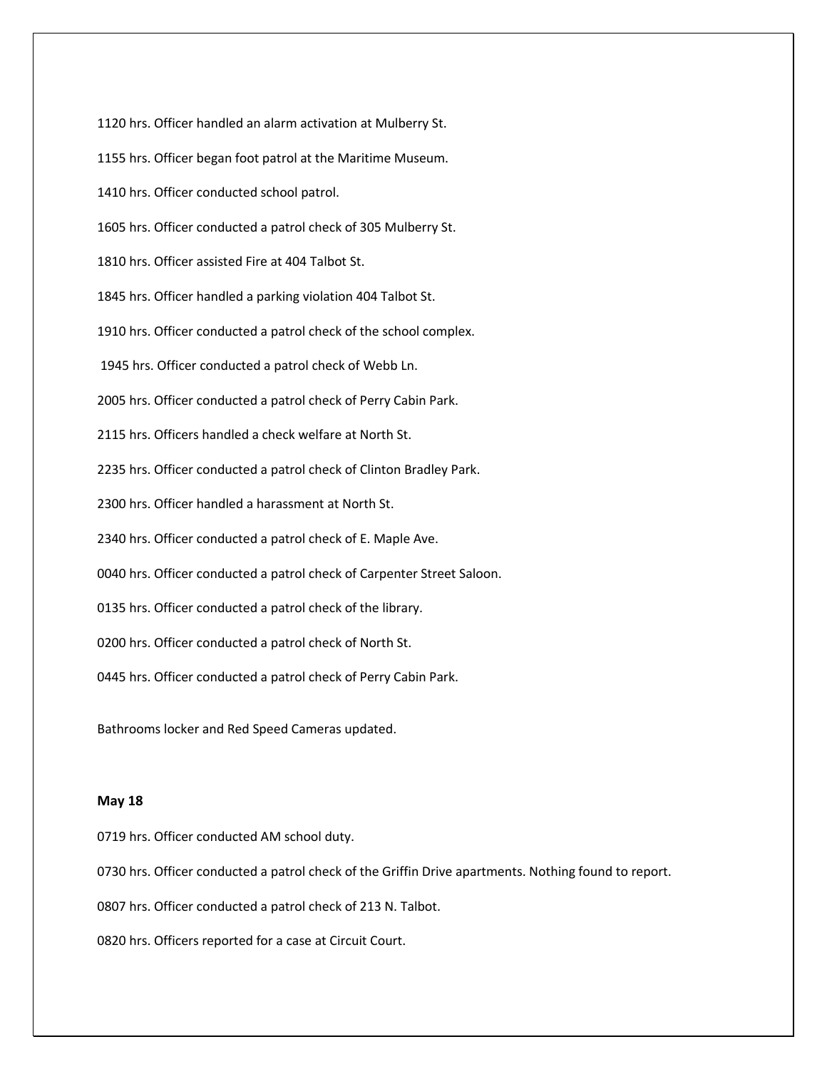1120 hrs. Officer handled an alarm activation at Mulberry St.

1155 hrs. Officer began foot patrol at the Maritime Museum.

1410 hrs. Officer conducted school patrol.

1605 hrs. Officer conducted a patrol check of 305 Mulberry St.

1810 hrs. Officer assisted Fire at 404 Talbot St.

1845 hrs. Officer handled a parking violation 404 Talbot St.

1910 hrs. Officer conducted a patrol check of the school complex.

1945 hrs. Officer conducted a patrol check of Webb Ln.

2005 hrs. Officer conducted a patrol check of Perry Cabin Park.

2115 hrs. Officers handled a check welfare at North St.

2235 hrs. Officer conducted a patrol check of Clinton Bradley Park.

2300 hrs. Officer handled a harassment at North St.

2340 hrs. Officer conducted a patrol check of E. Maple Ave.

0040 hrs. Officer conducted a patrol check of Carpenter Street Saloon.

0135 hrs. Officer conducted a patrol check of the library.

0200 hrs. Officer conducted a patrol check of North St.

0445 hrs. Officer conducted a patrol check of Perry Cabin Park.

Bathrooms locker and Red Speed Cameras updated.

**May 18**

0719 hrs. Officer conducted AM school duty.

0730 hrs. Officer conducted a patrol check of the Griffin Drive apartments. Nothing found to report.

0807 hrs. Officer conducted a patrol check of 213 N. Talbot.

0820 hrs. Officers reported for a case at Circuit Court.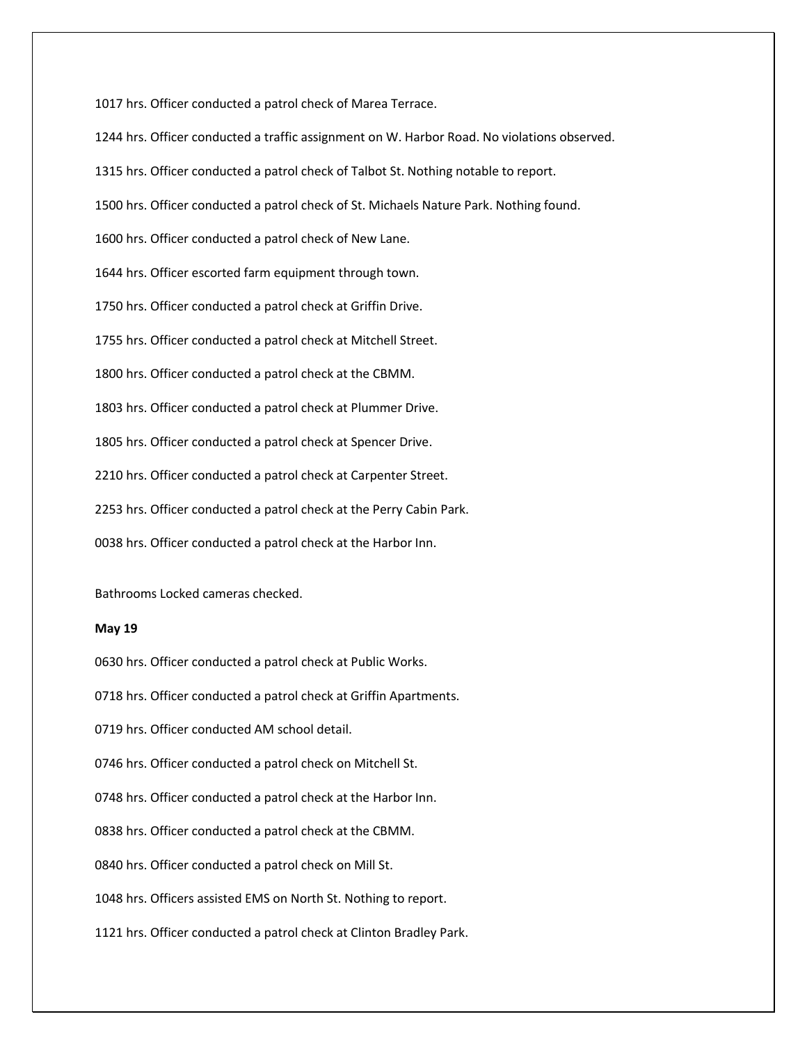1017 hrs. Officer conducted a patrol check of Marea Terrace.

1244 hrs. Officer conducted a traffic assignment on W. Harbor Road. No violations observed.

1315 hrs. Officer conducted a patrol check of Talbot St. Nothing notable to report.

1500 hrs. Officer conducted a patrol check of St. Michaels Nature Park. Nothing found.

1600 hrs. Officer conducted a patrol check of New Lane.

1644 hrs. Officer escorted farm equipment through town.

1750 hrs. Officer conducted a patrol check at Griffin Drive.

1755 hrs. Officer conducted a patrol check at Mitchell Street.

1800 hrs. Officer conducted a patrol check at the CBMM.

1803 hrs. Officer conducted a patrol check at Plummer Drive.

1805 hrs. Officer conducted a patrol check at Spencer Drive.

2210 hrs. Officer conducted a patrol check at Carpenter Street.

2253 hrs. Officer conducted a patrol check at the Perry Cabin Park.

0038 hrs. Officer conducted a patrol check at the Harbor Inn.

Bathrooms Locked cameras checked.

**May 19**

0630 hrs. Officer conducted a patrol check at Public Works.

0718 hrs. Officer conducted a patrol check at Griffin Apartments.

0719 hrs. Officer conducted AM school detail.

0746 hrs. Officer conducted a patrol check on Mitchell St.

0748 hrs. Officer conducted a patrol check at the Harbor Inn.

0838 hrs. Officer conducted a patrol check at the CBMM.

0840 hrs. Officer conducted a patrol check on Mill St.

1048 hrs. Officers assisted EMS on North St. Nothing to report.

1121 hrs. Officer conducted a patrol check at Clinton Bradley Park.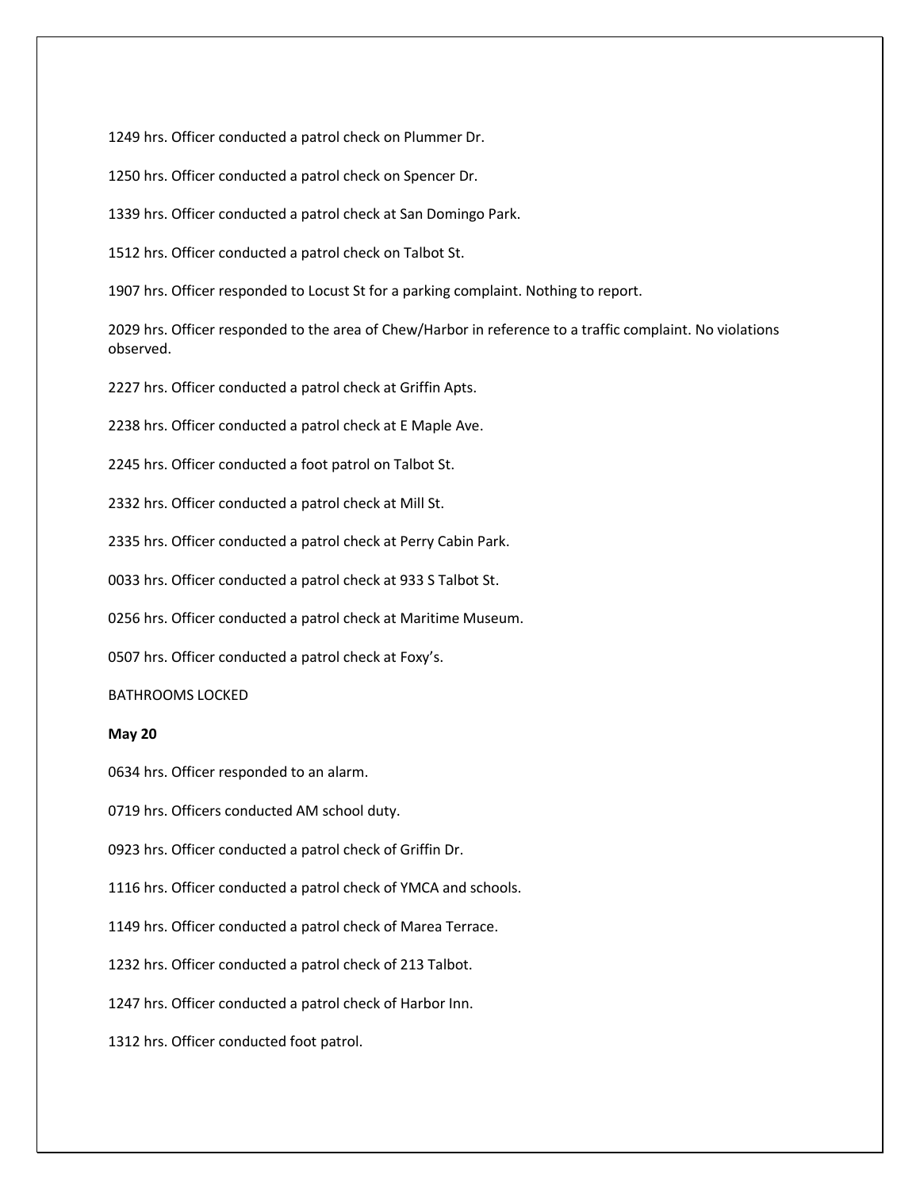1249 hrs. Officer conducted a patrol check on Plummer Dr.

1250 hrs. Officer conducted a patrol check on Spencer Dr.

1339 hrs. Officer conducted a patrol check at San Domingo Park.

1512 hrs. Officer conducted a patrol check on Talbot St.

1907 hrs. Officer responded to Locust St for a parking complaint. Nothing to report.

2029 hrs. Officer responded to the area of Chew/Harbor in reference to a traffic complaint. No violations observed.

2227 hrs. Officer conducted a patrol check at Griffin Apts.

2238 hrs. Officer conducted a patrol check at E Maple Ave.

2245 hrs. Officer conducted a foot patrol on Talbot St.

2332 hrs. Officer conducted a patrol check at Mill St.

2335 hrs. Officer conducted a patrol check at Perry Cabin Park.

0033 hrs. Officer conducted a patrol check at 933 S Talbot St.

0256 hrs. Officer conducted a patrol check at Maritime Museum.

0507 hrs. Officer conducted a patrol check at Foxy's.

BATHROOMS LOCKED

**May 20**

0634 hrs. Officer responded to an alarm.

0719 hrs. Officers conducted AM school duty.

0923 hrs. Officer conducted a patrol check of Griffin Dr.

1116 hrs. Officer conducted a patrol check of YMCA and schools.

1149 hrs. Officer conducted a patrol check of Marea Terrace.

1232 hrs. Officer conducted a patrol check of 213 Talbot.

1247 hrs. Officer conducted a patrol check of Harbor Inn.

1312 hrs. Officer conducted foot patrol.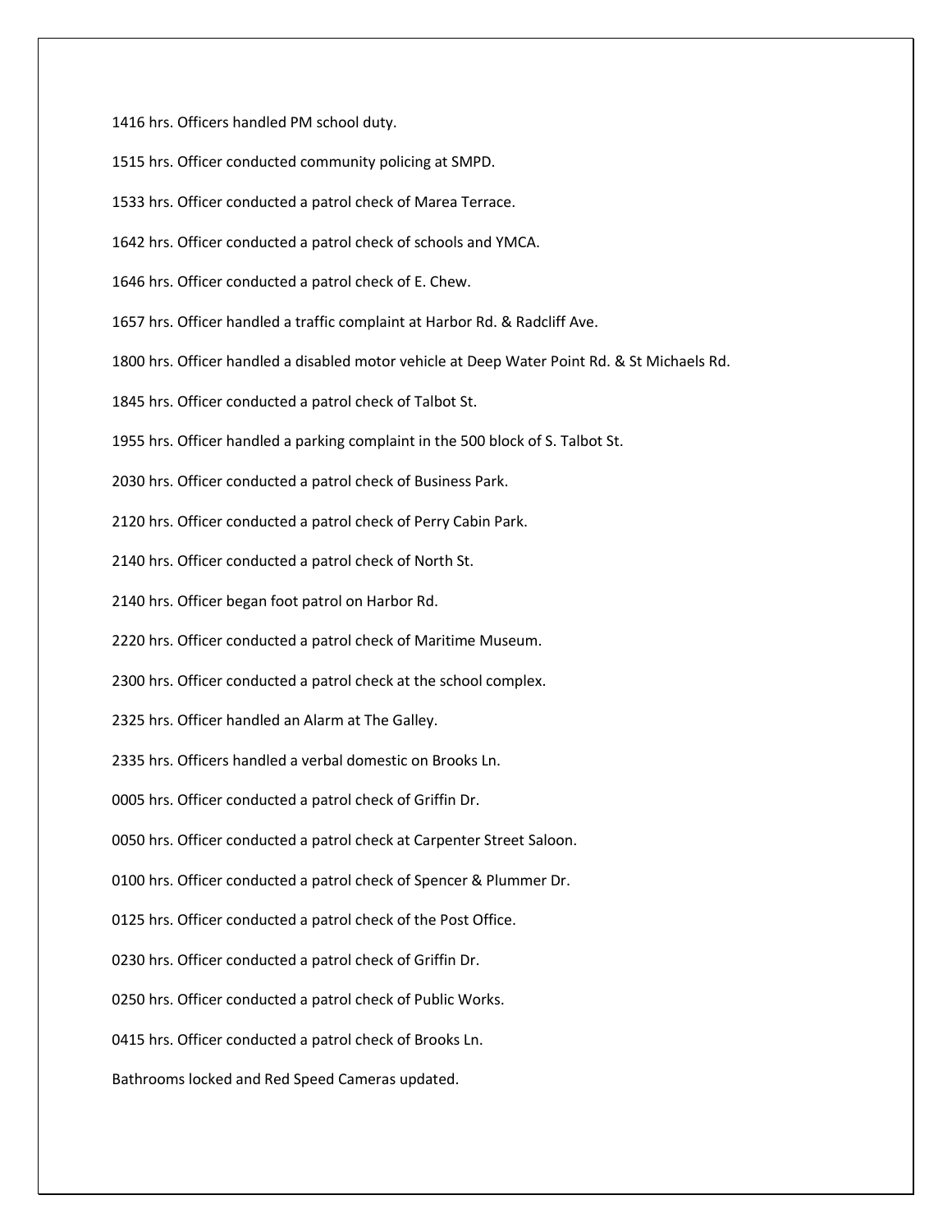1416 hrs. Officers handled PM school duty.

1515 hrs. Officer conducted community policing at SMPD.

1533 hrs. Officer conducted a patrol check of Marea Terrace.

1642 hrs. Officer conducted a patrol check of schools and YMCA.

1646 hrs. Officer conducted a patrol check of E. Chew.

1657 hrs. Officer handled a traffic complaint at Harbor Rd. & Radcliff Ave.

1800 hrs. Officer handled a disabled motor vehicle at Deep Water Point Rd. & St Michaels Rd.

1845 hrs. Officer conducted a patrol check of Talbot St.

1955 hrs. Officer handled a parking complaint in the 500 block of S. Talbot St.

2030 hrs. Officer conducted a patrol check of Business Park.

2120 hrs. Officer conducted a patrol check of Perry Cabin Park.

2140 hrs. Officer conducted a patrol check of North St.

2140 hrs. Officer began foot patrol on Harbor Rd.

2220 hrs. Officer conducted a patrol check of Maritime Museum.

2300 hrs. Officer conducted a patrol check at the school complex.

2325 hrs. Officer handled an Alarm at The Galley.

2335 hrs. Officers handled a verbal domestic on Brooks Ln.

0005 hrs. Officer conducted a patrol check of Griffin Dr.

0050 hrs. Officer conducted a patrol check at Carpenter Street Saloon.

0100 hrs. Officer conducted a patrol check of Spencer & Plummer Dr.

0125 hrs. Officer conducted a patrol check of the Post Office.

0230 hrs. Officer conducted a patrol check of Griffin Dr.

0250 hrs. Officer conducted a patrol check of Public Works.

0415 hrs. Officer conducted a patrol check of Brooks Ln.

Bathrooms locked and Red Speed Cameras updated.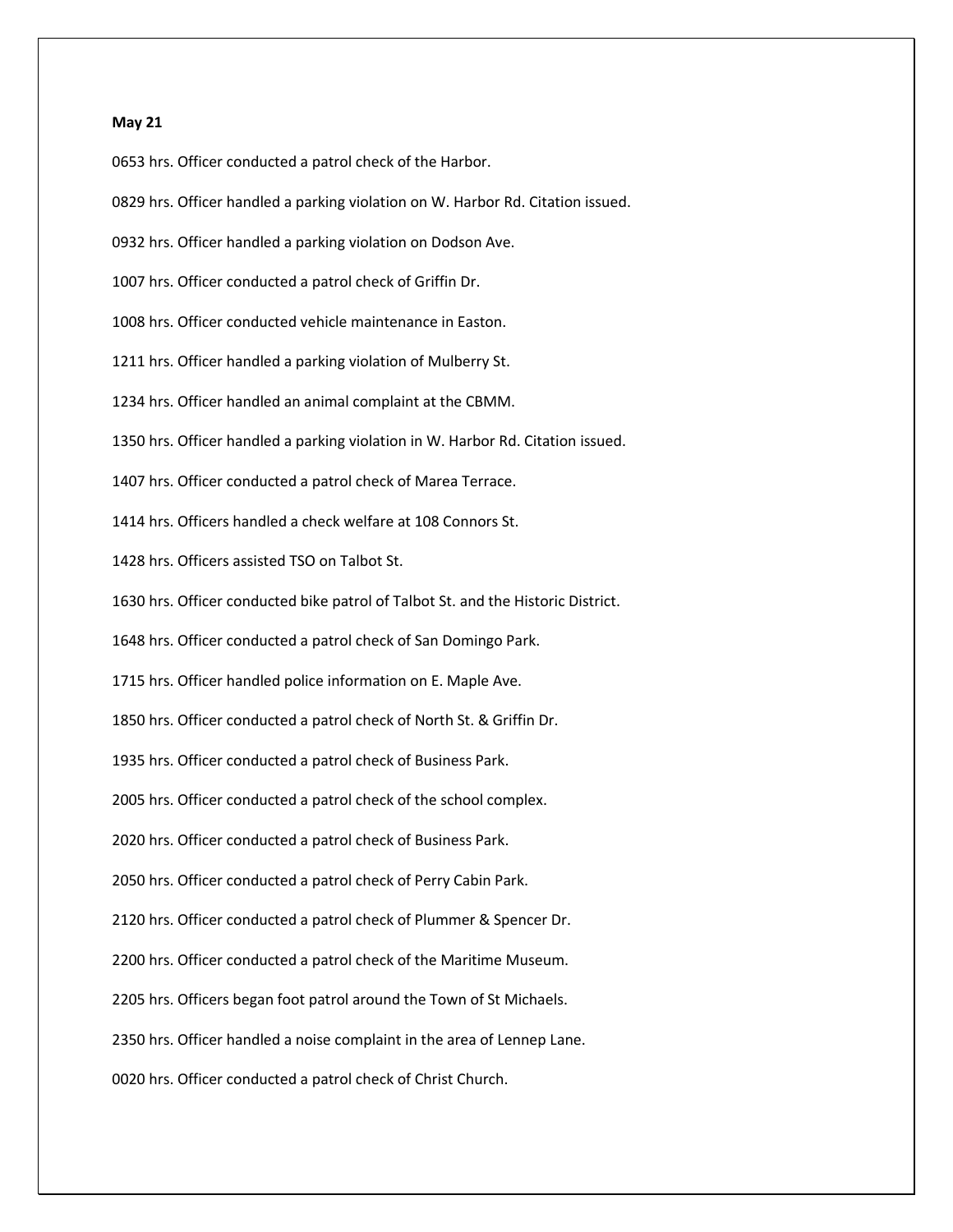**May 21**

0653 hrs. Officer conducted a patrol check of the Harbor.

0829 hrs. Officer handled a parking violation on W. Harbor Rd. Citation issued.

0932 hrs. Officer handled a parking violation on Dodson Ave.

1007 hrs. Officer conducted a patrol check of Griffin Dr.

1008 hrs. Officer conducted vehicle maintenance in Easton.

1211 hrs. Officer handled a parking violation of Mulberry St.

1234 hrs. Officer handled an animal complaint at the CBMM.

1350 hrs. Officer handled a parking violation in W. Harbor Rd. Citation issued.

1407 hrs. Officer conducted a patrol check of Marea Terrace.

1414 hrs. Officers handled a check welfare at 108 Connors St.

1428 hrs. Officers assisted TSO on Talbot St.

1630 hrs. Officer conducted bike patrol of Talbot St. and the Historic District.

1648 hrs. Officer conducted a patrol check of San Domingo Park.

1715 hrs. Officer handled police information on E. Maple Ave.

1850 hrs. Officer conducted a patrol check of North St. & Griffin Dr.

1935 hrs. Officer conducted a patrol check of Business Park.

2005 hrs. Officer conducted a patrol check of the school complex.

2020 hrs. Officer conducted a patrol check of Business Park.

2050 hrs. Officer conducted a patrol check of Perry Cabin Park.

2120 hrs. Officer conducted a patrol check of Plummer & Spencer Dr.

2200 hrs. Officer conducted a patrol check of the Maritime Museum.

2205 hrs. Officers began foot patrol around the Town of St Michaels.

2350 hrs. Officer handled a noise complaint in the area of Lennep Lane.

0020 hrs. Officer conducted a patrol check of Christ Church.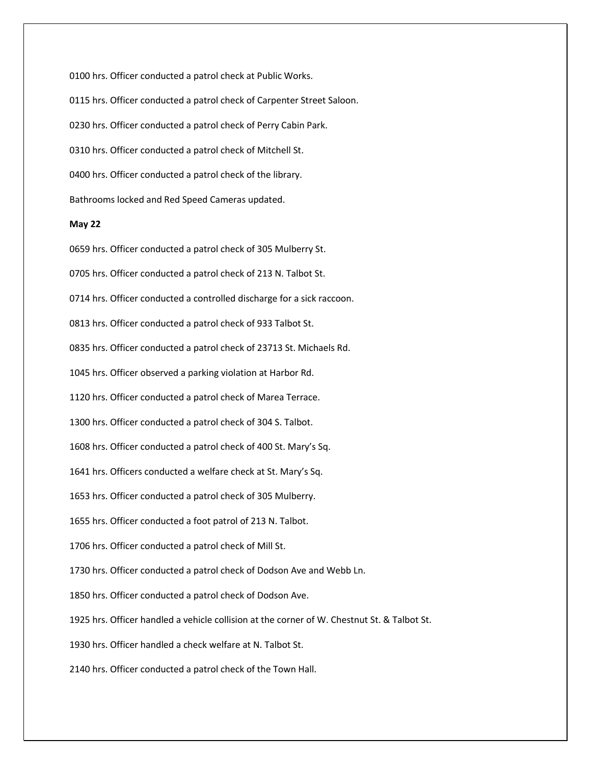0100 hrs. Officer conducted a patrol check at Public Works.

0115 hrs. Officer conducted a patrol check of Carpenter Street Saloon.

0230 hrs. Officer conducted a patrol check of Perry Cabin Park.

0310 hrs. Officer conducted a patrol check of Mitchell St.

0400 hrs. Officer conducted a patrol check of the library.

Bathrooms locked and Red Speed Cameras updated.

**May 22**

0659 hrs. Officer conducted a patrol check of 305 Mulberry St.

0705 hrs. Officer conducted a patrol check of 213 N. Talbot St.

0714 hrs. Officer conducted a controlled discharge for a sick raccoon.

0813 hrs. Officer conducted a patrol check of 933 Talbot St.

0835 hrs. Officer conducted a patrol check of 23713 St. Michaels Rd.

1045 hrs. Officer observed a parking violation at Harbor Rd.

1120 hrs. Officer conducted a patrol check of Marea Terrace.

1300 hrs. Officer conducted a patrol check of 304 S. Talbot.

1608 hrs. Officer conducted a patrol check of 400 St. Mary's Sq.

1641 hrs. Officers conducted a welfare check at St. Mary's Sq.

1653 hrs. Officer conducted a patrol check of 305 Mulberry.

1655 hrs. Officer conducted a foot patrol of 213 N. Talbot.

1706 hrs. Officer conducted a patrol check of Mill St.

1730 hrs. Officer conducted a patrol check of Dodson Ave and Webb Ln.

1850 hrs. Officer conducted a patrol check of Dodson Ave.

1925 hrs. Officer handled a vehicle collision at the corner of W. Chestnut St. & Talbot St.

1930 hrs. Officer handled a check welfare at N. Talbot St.

2140 hrs. Officer conducted a patrol check of the Town Hall.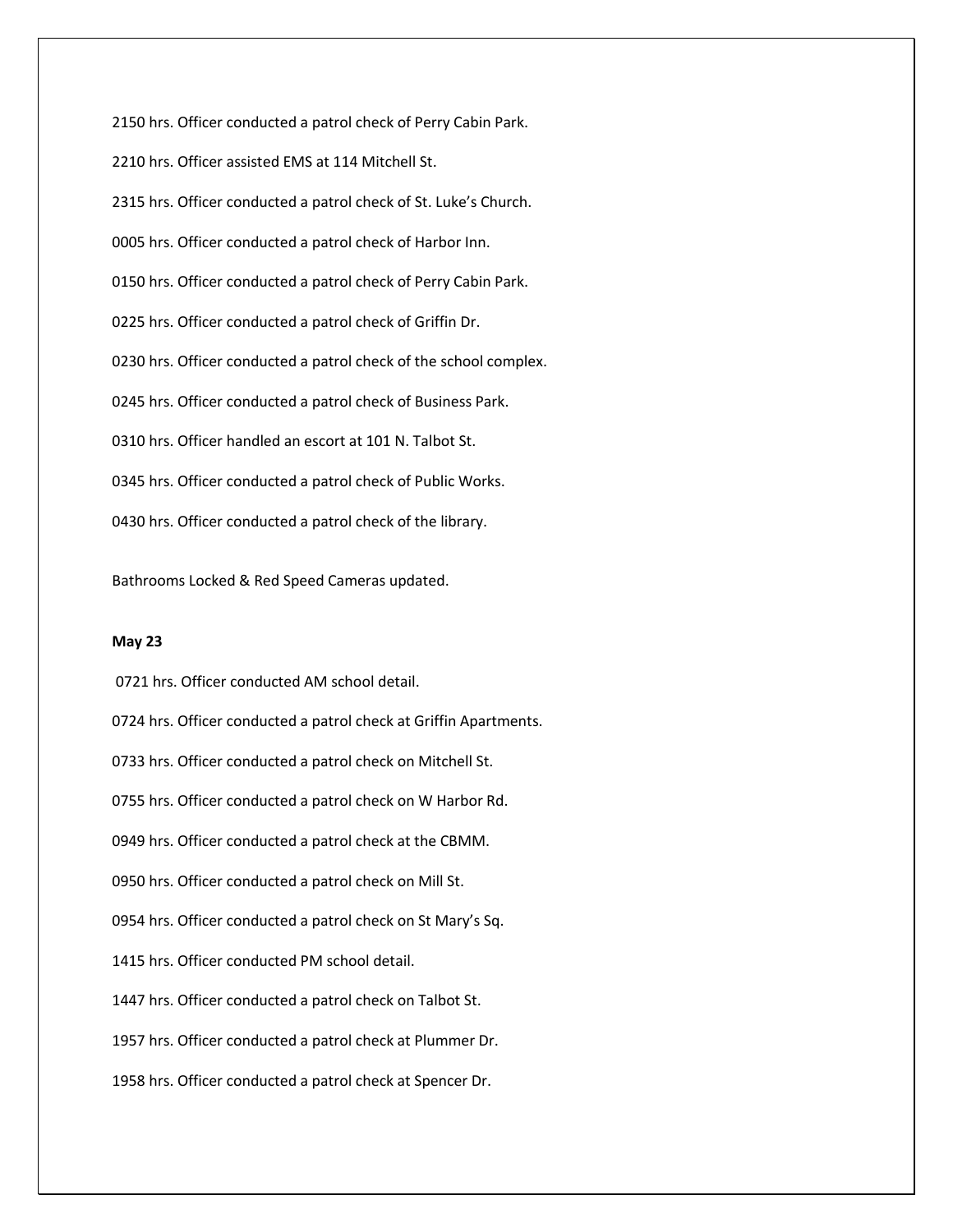2150 hrs. Officer conducted a patrol check of Perry Cabin Park.

2210 hrs. Officer assisted EMS at 114 Mitchell St.

2315 hrs. Officer conducted a patrol check of St. Luke's Church.

0005 hrs. Officer conducted a patrol check of Harbor Inn.

0150 hrs. Officer conducted a patrol check of Perry Cabin Park.

0225 hrs. Officer conducted a patrol check of Griffin Dr.

0230 hrs. Officer conducted a patrol check of the school complex.

0245 hrs. Officer conducted a patrol check of Business Park.

0310 hrs. Officer handled an escort at 101 N. Talbot St.

0345 hrs. Officer conducted a patrol check of Public Works.

0430 hrs. Officer conducted a patrol check of the library.

Bathrooms Locked & Red Speed Cameras updated.

**May 23**

0721 hrs. Officer conducted AM school detail.

0724 hrs. Officer conducted a patrol check at Griffin Apartments.

0733 hrs. Officer conducted a patrol check on Mitchell St.

0755 hrs. Officer conducted a patrol check on W Harbor Rd.

0949 hrs. Officer conducted a patrol check at the CBMM.

0950 hrs. Officer conducted a patrol check on Mill St.

0954 hrs. Officer conducted a patrol check on St Mary's Sq.

1415 hrs. Officer conducted PM school detail.

1447 hrs. Officer conducted a patrol check on Talbot St.

1957 hrs. Officer conducted a patrol check at Plummer Dr.

1958 hrs. Officer conducted a patrol check at Spencer Dr.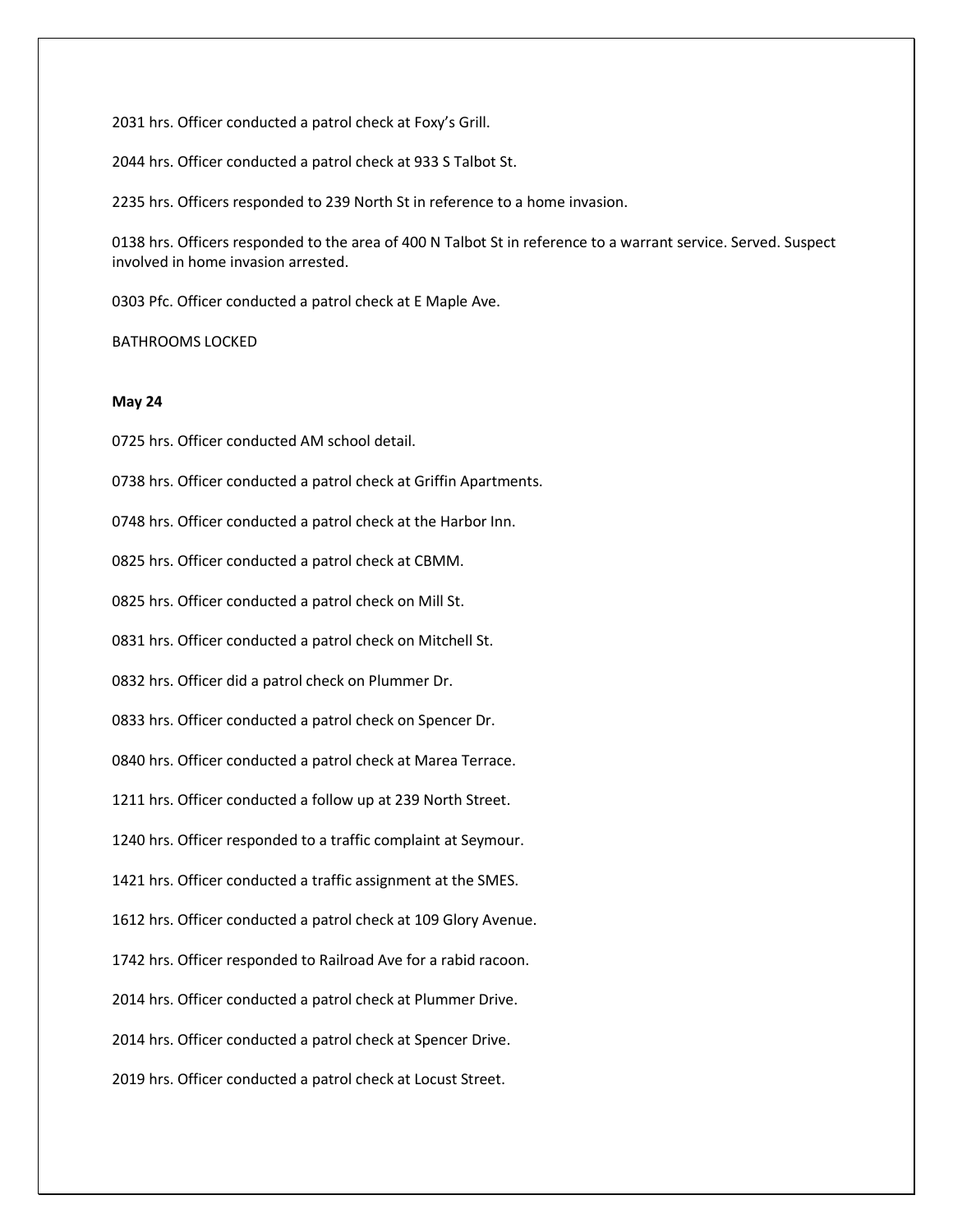2031 hrs. Officer conducted a patrol check at Foxy's Grill.

2044 hrs. Officer conducted a patrol check at 933 S Talbot St.

2235 hrs. Officers responded to 239 North St in reference to a home invasion.

0138 hrs. Officers responded to the area of 400 N Talbot St in reference to a warrant service. Served. Suspect involved in home invasion arrested.

0303 Pfc. Officer conducted a patrol check at E Maple Ave.

BATHROOMS LOCKED

**May 24**

0725 hrs. Officer conducted AM school detail.

0738 hrs. Officer conducted a patrol check at Griffin Apartments.

0748 hrs. Officer conducted a patrol check at the Harbor Inn.

0825 hrs. Officer conducted a patrol check at CBMM.

0825 hrs. Officer conducted a patrol check on Mill St.

0831 hrs. Officer conducted a patrol check on Mitchell St.

0832 hrs. Officer did a patrol check on Plummer Dr.

0833 hrs. Officer conducted a patrol check on Spencer Dr.

0840 hrs. Officer conducted a patrol check at Marea Terrace.

1211 hrs. Officer conducted a follow up at 239 North Street.

1240 hrs. Officer responded to a traffic complaint at Seymour.

1421 hrs. Officer conducted a traffic assignment at the SMES.

1612 hrs. Officer conducted a patrol check at 109 Glory Avenue.

1742 hrs. Officer responded to Railroad Ave for a rabid racoon.

2014 hrs. Officer conducted a patrol check at Plummer Drive.

2014 hrs. Officer conducted a patrol check at Spencer Drive.

2019 hrs. Officer conducted a patrol check at Locust Street.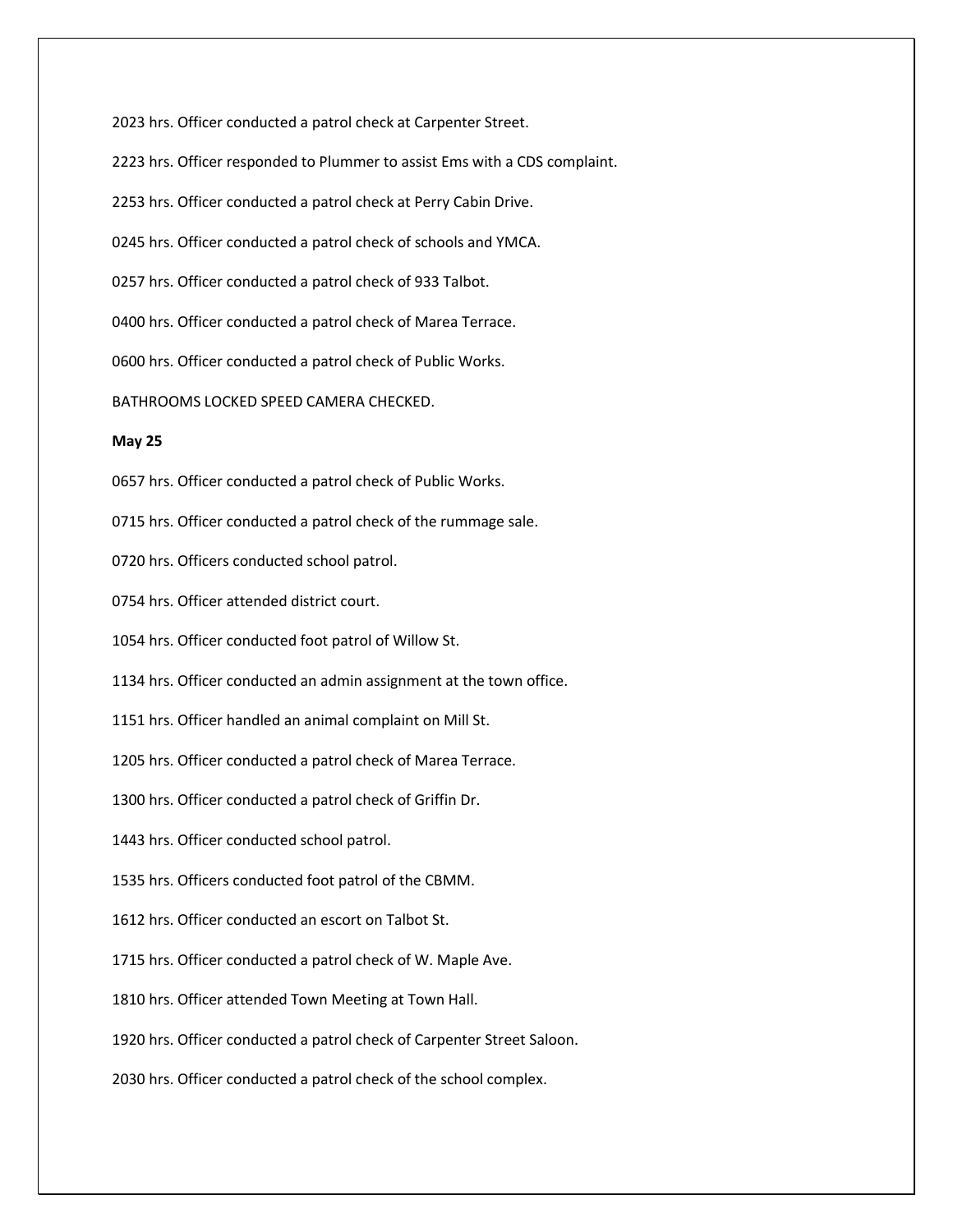2023 hrs. Officer conducted a patrol check at Carpenter Street.

2223 hrs. Officer responded to Plummer to assist Ems with a CDS complaint.

2253 hrs. Officer conducted a patrol check at Perry Cabin Drive.

0245 hrs. Officer conducted a patrol check of schools and YMCA.

0257 hrs. Officer conducted a patrol check of 933 Talbot.

0400 hrs. Officer conducted a patrol check of Marea Terrace.

0600 hrs. Officer conducted a patrol check of Public Works.

BATHROOMS LOCKED SPEED CAMERA CHECKED.

**May 25**

0657 hrs. Officer conducted a patrol check of Public Works.

0715 hrs. Officer conducted a patrol check of the rummage sale.

0720 hrs. Officers conducted school patrol.

0754 hrs. Officer attended district court.

1054 hrs. Officer conducted foot patrol of Willow St.

1134 hrs. Officer conducted an admin assignment at the town office.

1151 hrs. Officer handled an animal complaint on Mill St.

1205 hrs. Officer conducted a patrol check of Marea Terrace.

1300 hrs. Officer conducted a patrol check of Griffin Dr.

1443 hrs. Officer conducted school patrol.

1535 hrs. Officers conducted foot patrol of the CBMM.

1612 hrs. Officer conducted an escort on Talbot St.

1715 hrs. Officer conducted a patrol check of W. Maple Ave.

1810 hrs. Officer attended Town Meeting at Town Hall.

1920 hrs. Officer conducted a patrol check of Carpenter Street Saloon.

2030 hrs. Officer conducted a patrol check of the school complex.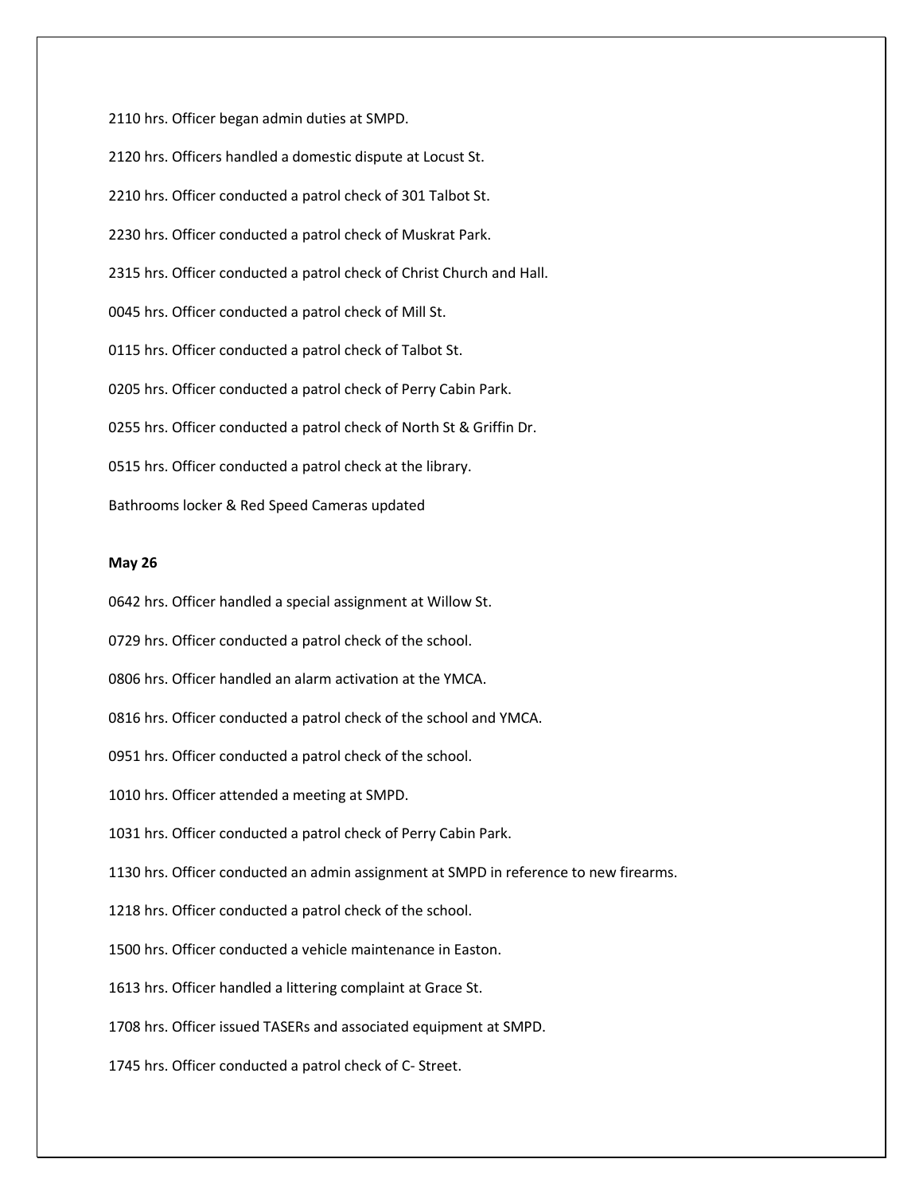2110 hrs. Officer began admin duties at SMPD.

2120 hrs. Officers handled a domestic dispute at Locust St.

2210 hrs. Officer conducted a patrol check of 301 Talbot St.

2230 hrs. Officer conducted a patrol check of Muskrat Park.

2315 hrs. Officer conducted a patrol check of Christ Church and Hall.

0045 hrs. Officer conducted a patrol check of Mill St.

0115 hrs. Officer conducted a patrol check of Talbot St.

0205 hrs. Officer conducted a patrol check of Perry Cabin Park.

0255 hrs. Officer conducted a patrol check of North St & Griffin Dr.

0515 hrs. Officer conducted a patrol check at the library.

Bathrooms locker & Red Speed Cameras updated

**May 26**

0642 hrs. Officer handled a special assignment at Willow St.

0729 hrs. Officer conducted a patrol check of the school.

0806 hrs. Officer handled an alarm activation at the YMCA.

0816 hrs. Officer conducted a patrol check of the school and YMCA.

0951 hrs. Officer conducted a patrol check of the school.

1010 hrs. Officer attended a meeting at SMPD.

1031 hrs. Officer conducted a patrol check of Perry Cabin Park.

1130 hrs. Officer conducted an admin assignment at SMPD in reference to new firearms.

1218 hrs. Officer conducted a patrol check of the school.

1500 hrs. Officer conducted a vehicle maintenance in Easton.

1613 hrs. Officer handled a littering complaint at Grace St.

1708 hrs. Officer issued TASERs and associated equipment at SMPD.

1745 hrs. Officer conducted a patrol check of C- Street.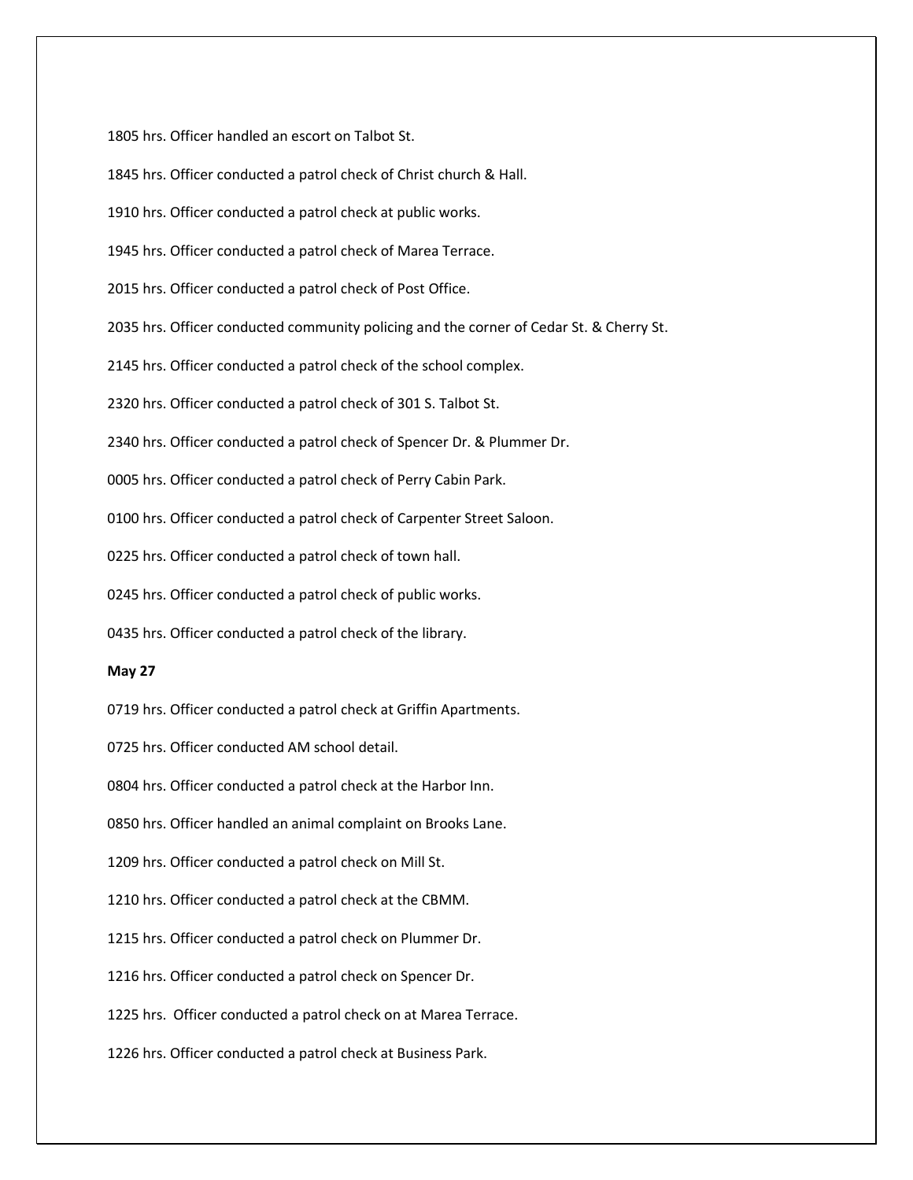1805 hrs. Officer handled an escort on Talbot St.

1845 hrs. Officer conducted a patrol check of Christ church & Hall.

1910 hrs. Officer conducted a patrol check at public works.

1945 hrs. Officer conducted a patrol check of Marea Terrace.

2015 hrs. Officer conducted a patrol check of Post Office.

2035 hrs. Officer conducted community policing and the corner of Cedar St. & Cherry St.

2145 hrs. Officer conducted a patrol check of the school complex.

2320 hrs. Officer conducted a patrol check of 301 S. Talbot St.

2340 hrs. Officer conducted a patrol check of Spencer Dr. & Plummer Dr.

0005 hrs. Officer conducted a patrol check of Perry Cabin Park.

0100 hrs. Officer conducted a patrol check of Carpenter Street Saloon.

0225 hrs. Officer conducted a patrol check of town hall.

0245 hrs. Officer conducted a patrol check of public works.

0435 hrs. Officer conducted a patrol check of the library.

**May 27**

0719 hrs. Officer conducted a patrol check at Griffin Apartments.

0725 hrs. Officer conducted AM school detail.

0804 hrs. Officer conducted a patrol check at the Harbor Inn.

0850 hrs. Officer handled an animal complaint on Brooks Lane.

1209 hrs. Officer conducted a patrol check on Mill St.

1210 hrs. Officer conducted a patrol check at the CBMM.

1215 hrs. Officer conducted a patrol check on Plummer Dr.

1216 hrs. Officer conducted a patrol check on Spencer Dr.

1225 hrs. Officer conducted a patrol check on at Marea Terrace.

1226 hrs. Officer conducted a patrol check at Business Park.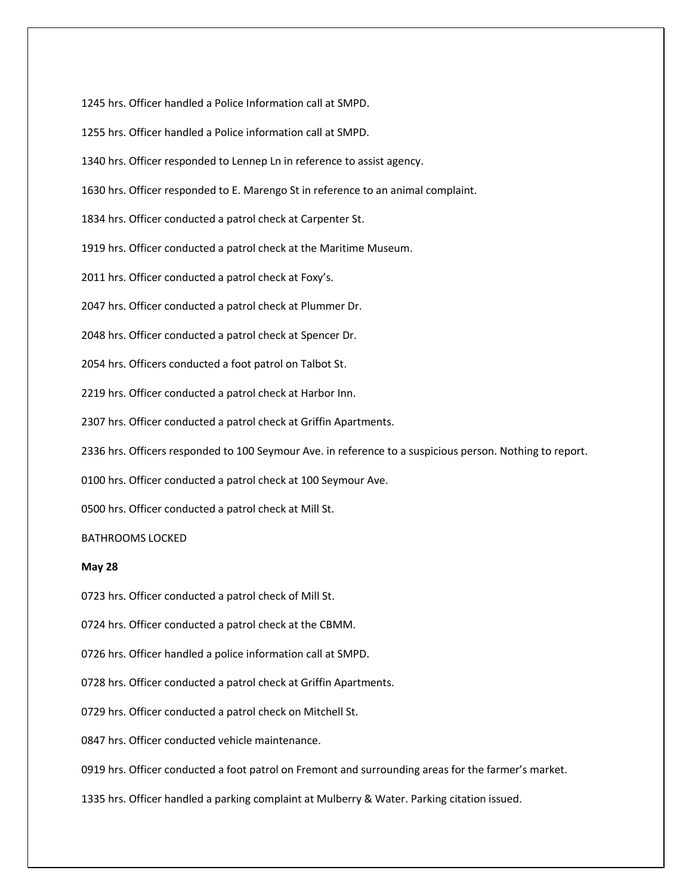1245 hrs. Officer handled a Police Information call at SMPD.

1255 hrs. Officer handled a Police information call at SMPD.

1340 hrs. Officer responded to Lennep Ln in reference to assist agency.

1630 hrs. Officer responded to E. Marengo St in reference to an animal complaint.

1834 hrs. Officer conducted a patrol check at Carpenter St.

1919 hrs. Officer conducted a patrol check at the Maritime Museum.

2011 hrs. Officer conducted a patrol check at Foxy's.

2047 hrs. Officer conducted a patrol check at Plummer Dr.

2048 hrs. Officer conducted a patrol check at Spencer Dr.

2054 hrs. Officers conducted a foot patrol on Talbot St.

2219 hrs. Officer conducted a patrol check at Harbor Inn.

2307 hrs. Officer conducted a patrol check at Griffin Apartments.

2336 hrs. Officers responded to 100 Seymour Ave. in reference to a suspicious person. Nothing to report.

0100 hrs. Officer conducted a patrol check at 100 Seymour Ave.

0500 hrs. Officer conducted a patrol check at Mill St.

BATHROOMS LOCKED

**May 28**

0723 hrs. Officer conducted a patrol check of Mill St.

0724 hrs. Officer conducted a patrol check at the CBMM.

0726 hrs. Officer handled a police information call at SMPD.

0728 hrs. Officer conducted a patrol check at Griffin Apartments.

0729 hrs. Officer conducted a patrol check on Mitchell St.

0847 hrs. Officer conducted vehicle maintenance.

0919 hrs. Officer conducted a foot patrol on Fremont and surrounding areas for the farmer's market.

1335 hrs. Officer handled a parking complaint at Mulberry & Water. Parking citation issued.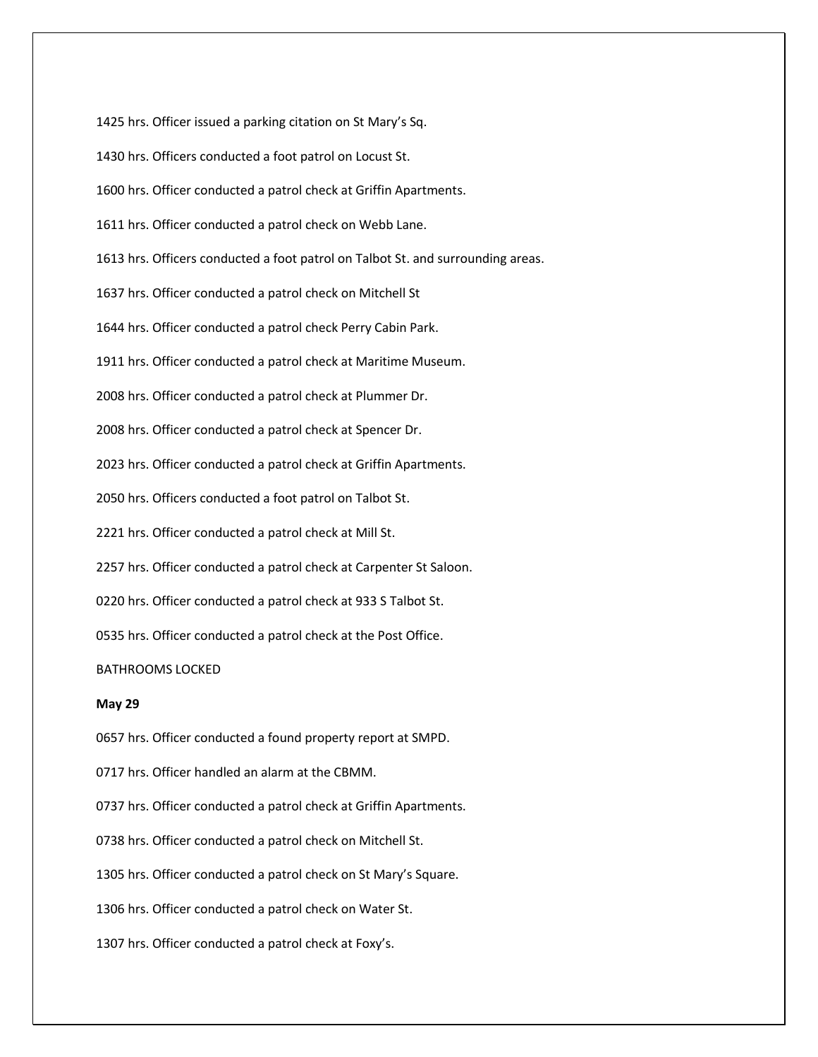1425 hrs. Officer issued a parking citation on St Mary's Sq.

1430 hrs. Officers conducted a foot patrol on Locust St.

1600 hrs. Officer conducted a patrol check at Griffin Apartments.

1611 hrs. Officer conducted a patrol check on Webb Lane.

1613 hrs. Officers conducted a foot patrol on Talbot St. and surrounding areas.

1637 hrs. Officer conducted a patrol check on Mitchell St

1644 hrs. Officer conducted a patrol check Perry Cabin Park.

1911 hrs. Officer conducted a patrol check at Maritime Museum.

2008 hrs. Officer conducted a patrol check at Plummer Dr.

2008 hrs. Officer conducted a patrol check at Spencer Dr.

2023 hrs. Officer conducted a patrol check at Griffin Apartments.

2050 hrs. Officers conducted a foot patrol on Talbot St.

2221 hrs. Officer conducted a patrol check at Mill St.

2257 hrs. Officer conducted a patrol check at Carpenter St Saloon.

0220 hrs. Officer conducted a patrol check at 933 S Talbot St.

0535 hrs. Officer conducted a patrol check at the Post Office.

BATHROOMS LOCKED

**May 29**

0657 hrs. Officer conducted a found property report at SMPD.

0717 hrs. Officer handled an alarm at the CBMM.

0737 hrs. Officer conducted a patrol check at Griffin Apartments.

0738 hrs. Officer conducted a patrol check on Mitchell St.

1305 hrs. Officer conducted a patrol check on St Mary's Square.

1306 hrs. Officer conducted a patrol check on Water St.

1307 hrs. Officer conducted a patrol check at Foxy's.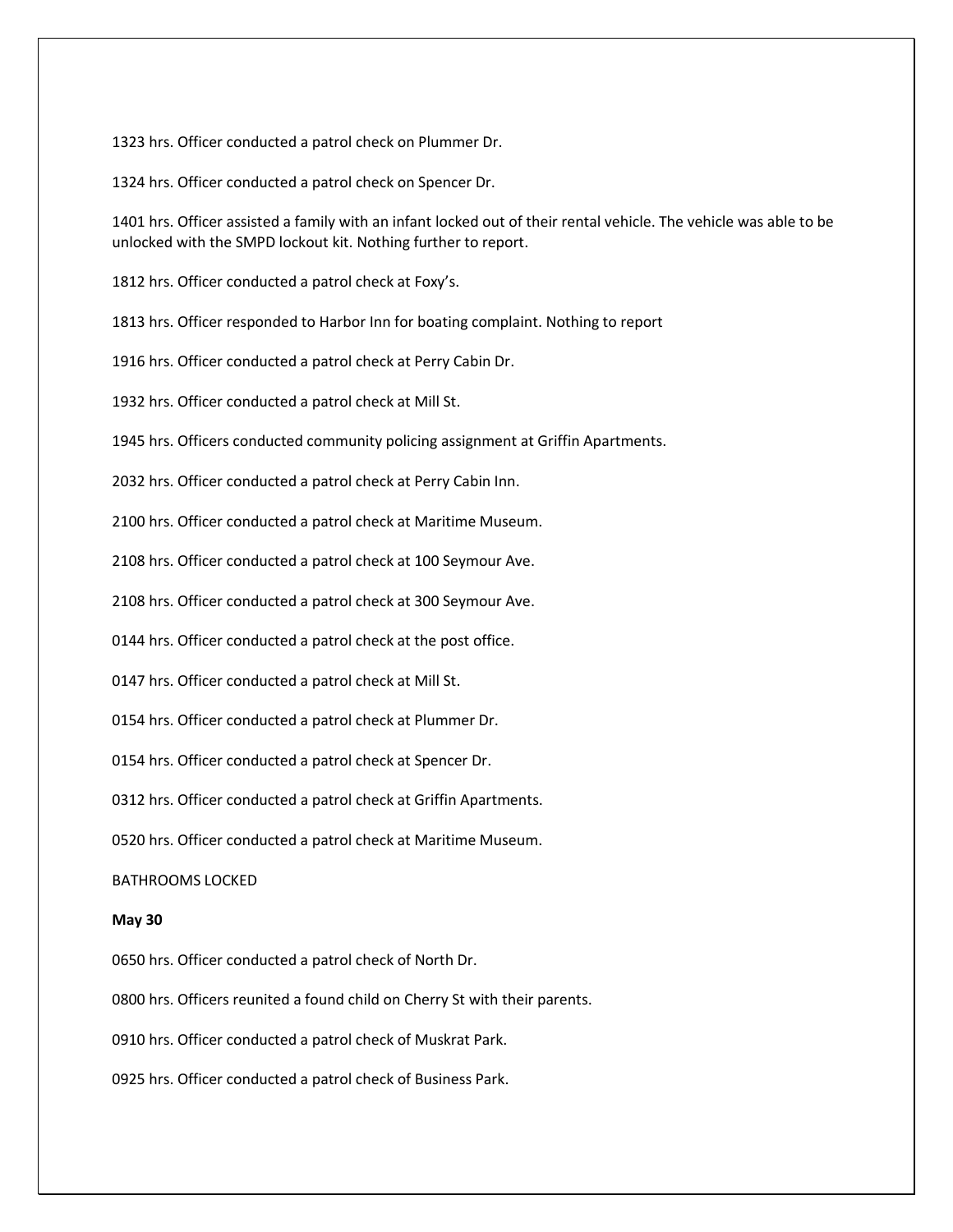1323 hrs. Officer conducted a patrol check on Plummer Dr.

1324 hrs. Officer conducted a patrol check on Spencer Dr.

1401 hrs. Officer assisted a family with an infant locked out of their rental vehicle. The vehicle was able to be unlocked with the SMPD lockout kit. Nothing further to report.

1812 hrs. Officer conducted a patrol check at Foxy's.

1813 hrs. Officer responded to Harbor Inn for boating complaint. Nothing to report

1916 hrs. Officer conducted a patrol check at Perry Cabin Dr.

1932 hrs. Officer conducted a patrol check at Mill St.

1945 hrs. Officers conducted community policing assignment at Griffin Apartments.

2032 hrs. Officer conducted a patrol check at Perry Cabin Inn.

2100 hrs. Officer conducted a patrol check at Maritime Museum.

2108 hrs. Officer conducted a patrol check at 100 Seymour Ave.

2108 hrs. Officer conducted a patrol check at 300 Seymour Ave.

0144 hrs. Officer conducted a patrol check at the post office.

0147 hrs. Officer conducted a patrol check at Mill St.

0154 hrs. Officer conducted a patrol check at Plummer Dr.

0154 hrs. Officer conducted a patrol check at Spencer Dr.

0312 hrs. Officer conducted a patrol check at Griffin Apartments.

0520 hrs. Officer conducted a patrol check at Maritime Museum.

BATHROOMS LOCKED

**May 30**

0650 hrs. Officer conducted a patrol check of North Dr.

0800 hrs. Officers reunited a found child on Cherry St with their parents.

0910 hrs. Officer conducted a patrol check of Muskrat Park.

0925 hrs. Officer conducted a patrol check of Business Park.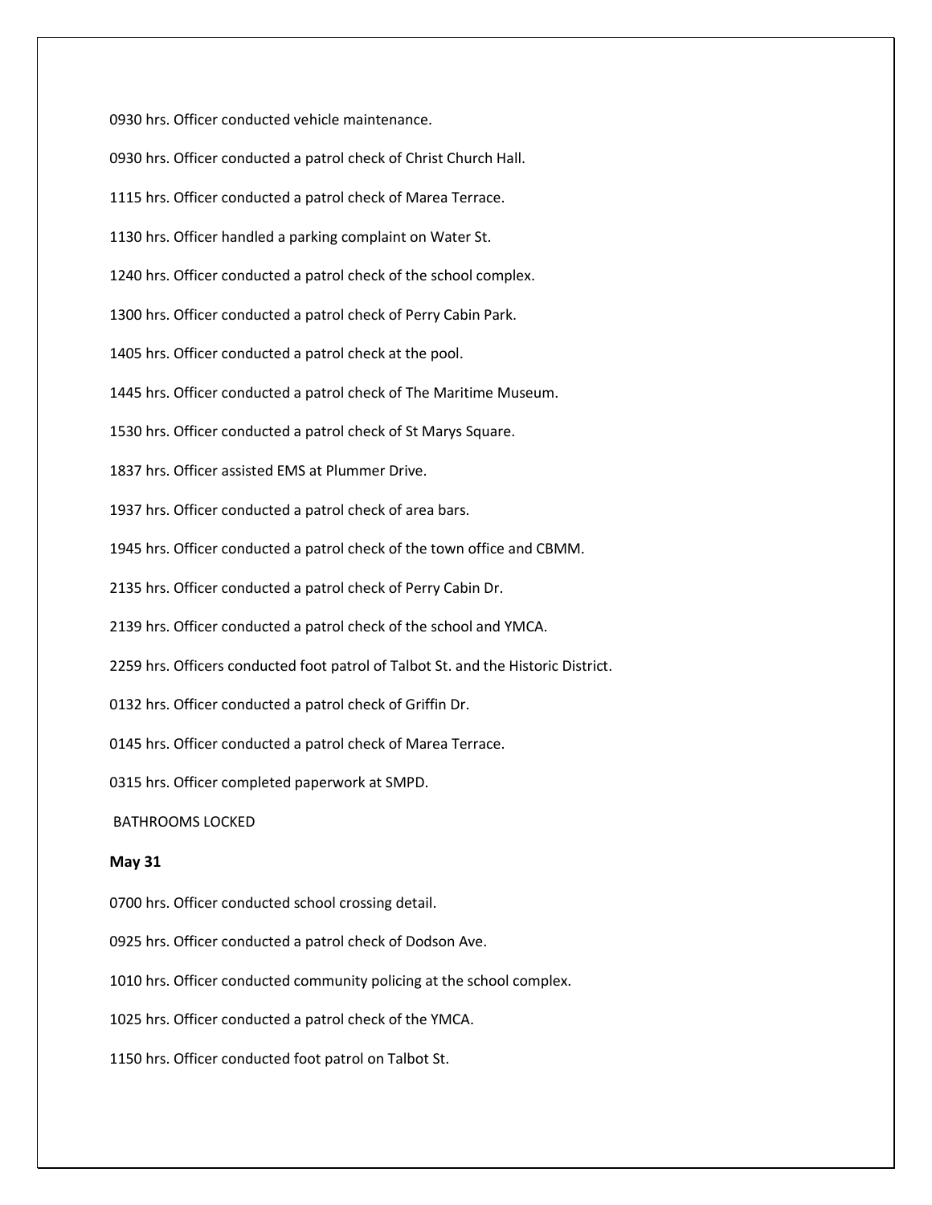0930 hrs. Officer conducted vehicle maintenance.

0930 hrs. Officer conducted a patrol check of Christ Church Hall.

1115 hrs. Officer conducted a patrol check of Marea Terrace.

1130 hrs. Officer handled a parking complaint on Water St.

1240 hrs. Officer conducted a patrol check of the school complex.

1300 hrs. Officer conducted a patrol check of Perry Cabin Park.

1405 hrs. Officer conducted a patrol check at the pool.

1445 hrs. Officer conducted a patrol check of The Maritime Museum.

1530 hrs. Officer conducted a patrol check of St Marys Square.

1837 hrs. Officer assisted EMS at Plummer Drive.

1937 hrs. Officer conducted a patrol check of area bars.

1945 hrs. Officer conducted a patrol check of the town office and CBMM.

2135 hrs. Officer conducted a patrol check of Perry Cabin Dr.

2139 hrs. Officer conducted a patrol check of the school and YMCA.

2259 hrs. Officers conducted foot patrol of Talbot St. and the Historic District.

0132 hrs. Officer conducted a patrol check of Griffin Dr.

0145 hrs. Officer conducted a patrol check of Marea Terrace.

0315 hrs. Officer completed paperwork at SMPD.

BATHROOMS LOCKED

**May 31**

0700 hrs. Officer conducted school crossing detail.

0925 hrs. Officer conducted a patrol check of Dodson Ave.

1010 hrs. Officer conducted community policing at the school complex.

1025 hrs. Officer conducted a patrol check of the YMCA.

1150 hrs. Officer conducted foot patrol on Talbot St.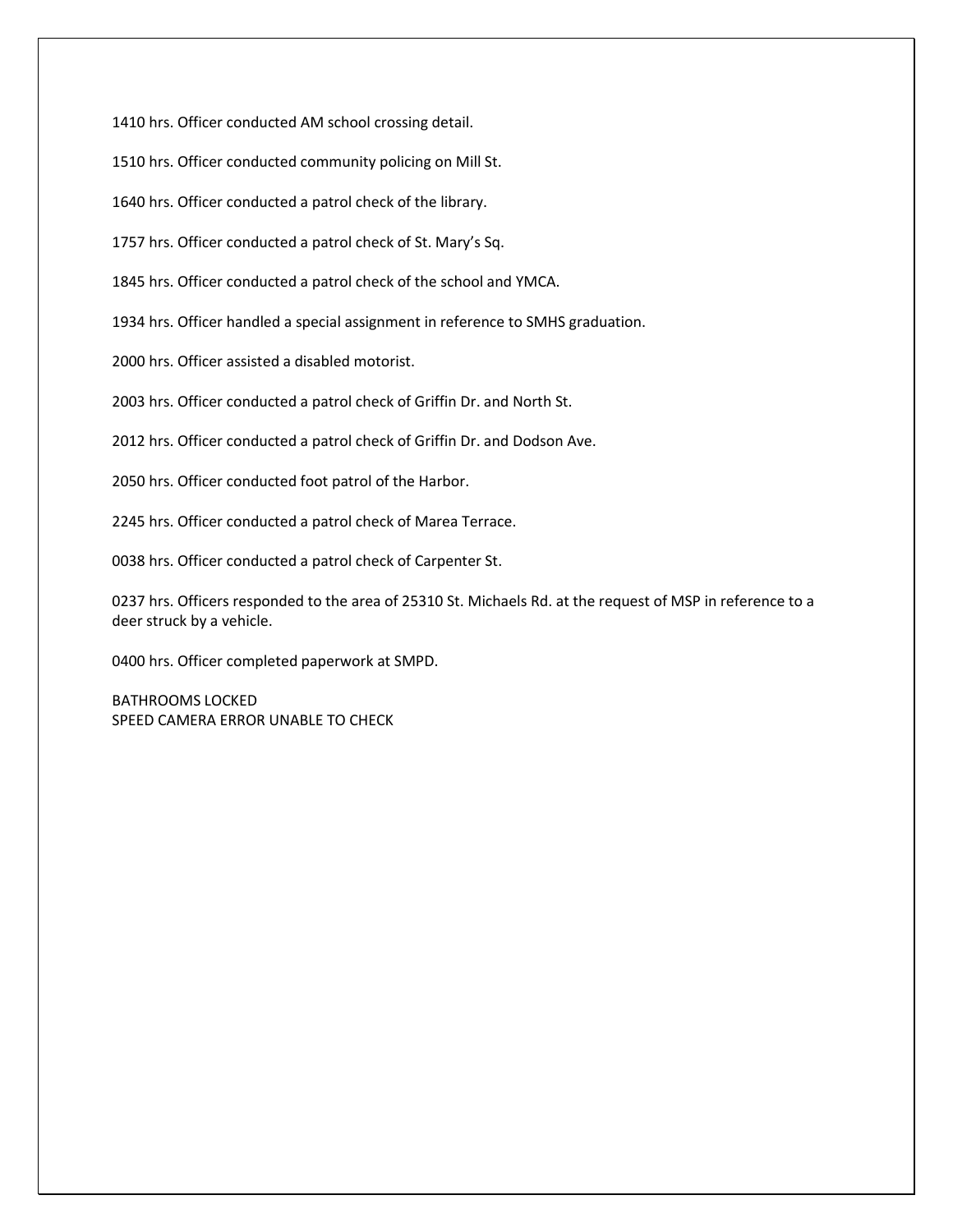1410 hrs. Officer conducted AM school crossing detail.

1510 hrs. Officer conducted community policing on Mill St.

1640 hrs. Officer conducted a patrol check of the library.

1757 hrs. Officer conducted a patrol check of St. Mary's Sq.

1845 hrs. Officer conducted a patrol check of the school and YMCA.

1934 hrs. Officer handled a special assignment in reference to SMHS graduation.

2000 hrs. Officer assisted a disabled motorist.

2003 hrs. Officer conducted a patrol check of Griffin Dr. and North St.

2012 hrs. Officer conducted a patrol check of Griffin Dr. and Dodson Ave.

2050 hrs. Officer conducted foot patrol of the Harbor.

2245 hrs. Officer conducted a patrol check of Marea Terrace.

0038 hrs. Officer conducted a patrol check of Carpenter St.

0237 hrs. Officers responded to the area of 25310 St. Michaels Rd. at the request of MSP in reference to a deer struck by a vehicle.

0400 hrs. Officer completed paperwork at SMPD.

BATHROOMS LOCKED
SPEED CAMERA ERROR UNABLE TO CHECK